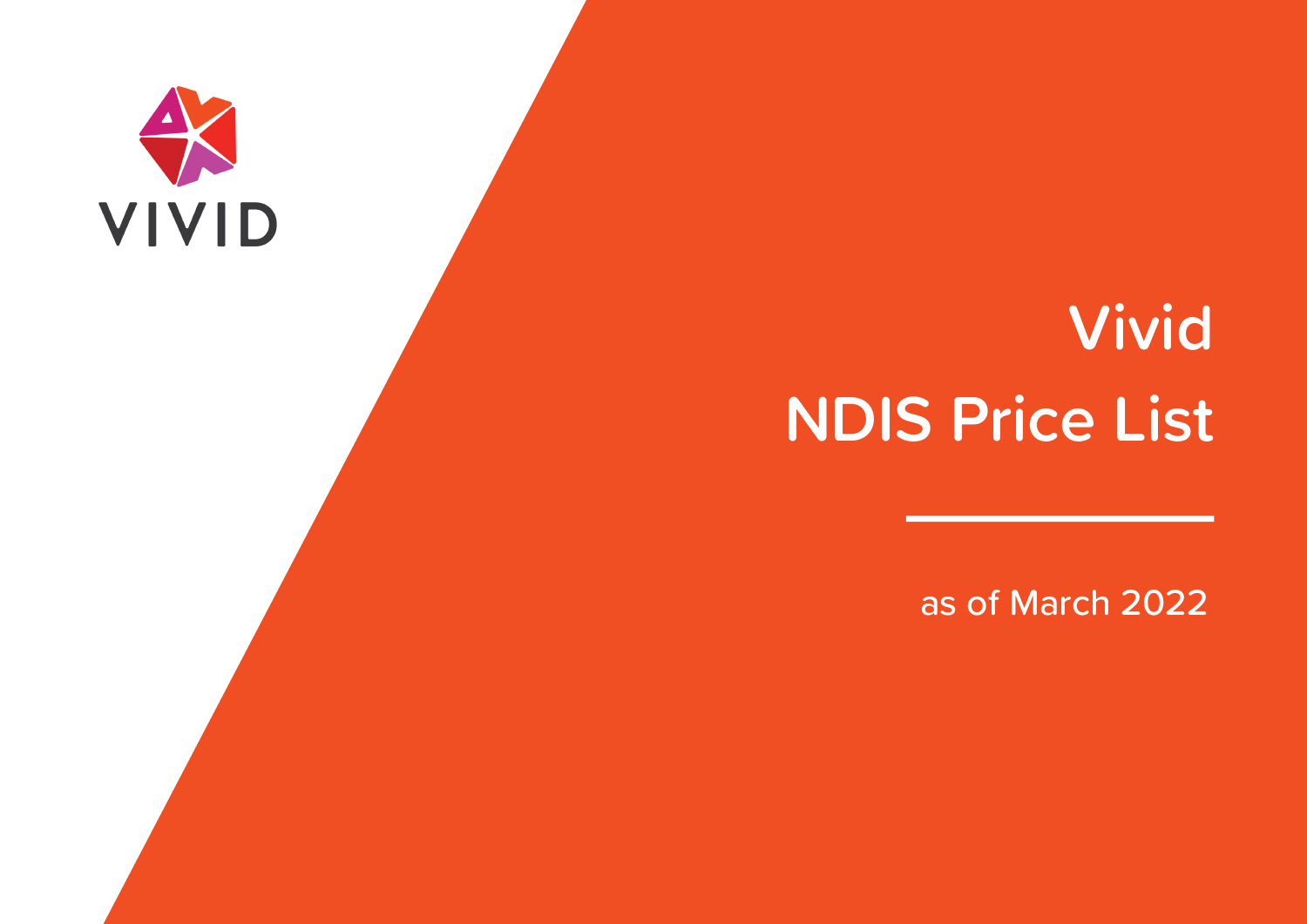VIVID

# Vivid NDIS Price List

as of March 2022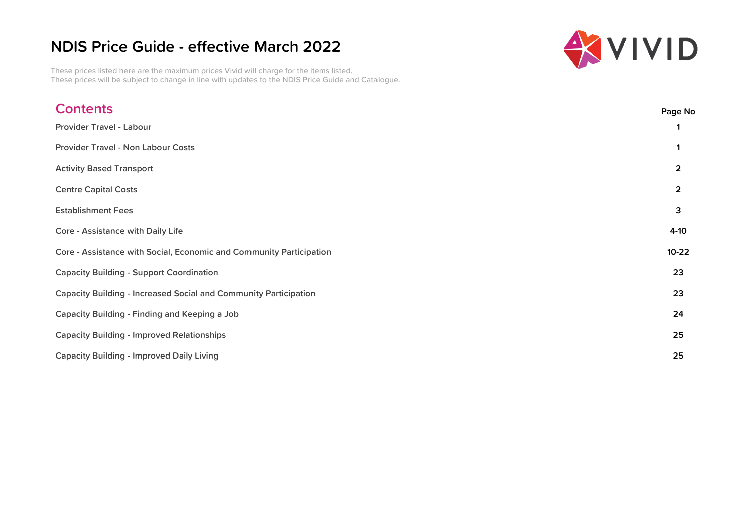# NDIS Price Guide - effective March 2022

These prices listed here are the maximum prices Vivid will charge for the items listed.
These prices will be subject to change in line with updates to the NDIS Price Guide and Catalogue.

## Contents

| | Page No |
|---|---|
| Provider Travel - Labour | 1 |
| Provider Travel - Non Labour Costs | 1 |
| Activity Based Transport | 2 |
| Centre Capital Costs | 2 |
| Establishment Fees | 3 |
| Core - Assistance with Daily Life | 4-10 |
| Core - Assistance with Social, Economic and Community Participation | 10-22 |
| Capacity Building - Support Coordination | 23 |
| Capacity Building - Increased Social and Community Participation | 23 |
| Capacity Building - Finding and Keeping a Job | 24 |
| Capacity Building - Improved Relationships | 25 |
| Capacity Building - Improved Daily Living | 25 |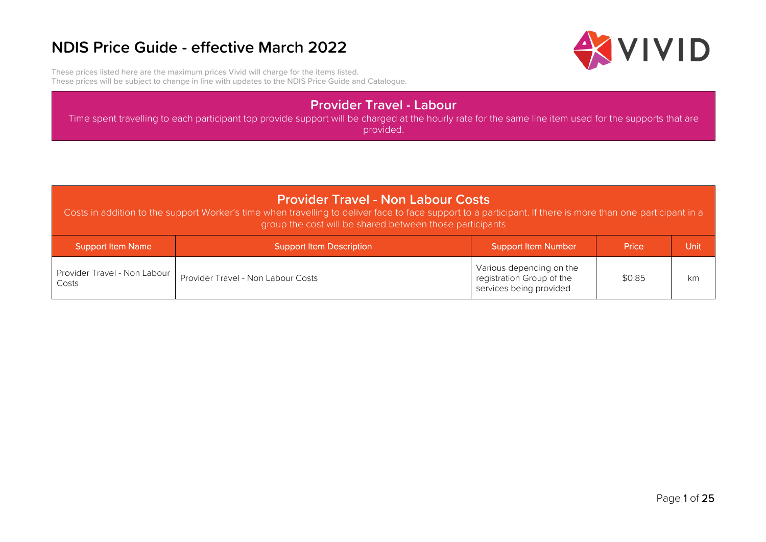# NDIS Price Guide - effective March 2022

These prices listed here are the maximum prices Vivid will charge for the items listed.
These prices will be subject to change in line with updates to the NDIS Price Guide and Catalogue.

## Provider Travel - Labour

Time spent travelling to each participant top provide support will be charged at the hourly rate for the same line item used for the supports that are provided.

## Provider Travel - Non Labour Costs

Costs in addition to the support Worker's time when travelling to deliver face to face support to a participant. If there is more than one participant in a group the cost will be shared between those participants

| Support Item Name | Support Item Description | Support Item Number | Price | Unit |
|---|---|---|---|---|
| Provider Travel - Non Labour Costs | Provider Travel - Non Labour Costs | Various depending on the registration Group of the services being provided | $0.85 | km |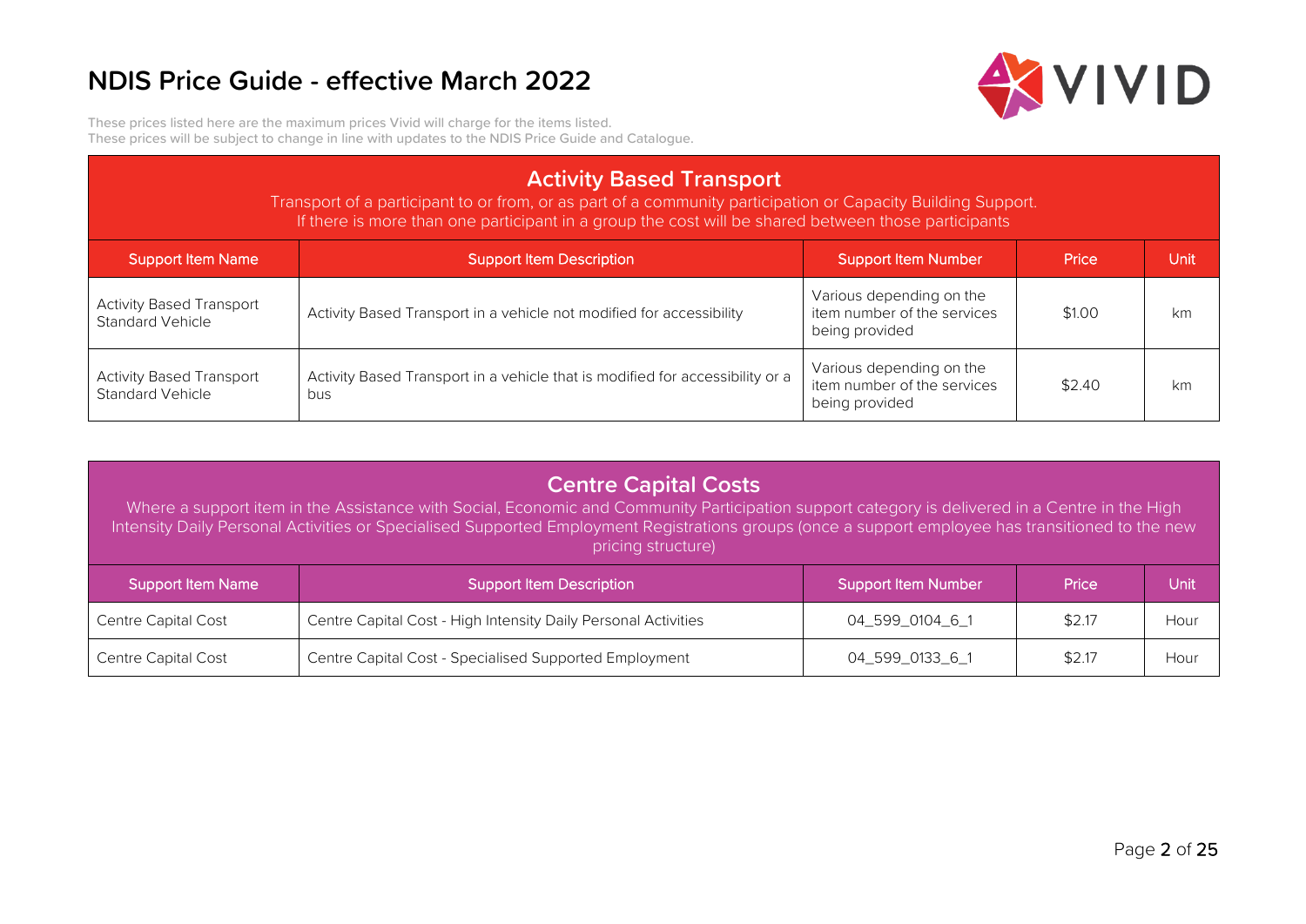# NDIS Price Guide - effective March 2022

These prices listed here are the maximum prices Vivid will charge for the items listed.
These prices will be subject to change in line with updates to the NDIS Price Guide and Catalogue.

## Activity Based Transport

Transport of a participant to or from, or as part of a community participation or Capacity Building Support.
If there is more than one participant in a group the cost will be shared between those participants

| Support Item Name | Support Item Description | Support Item Number | Price | Unit |
|---|---|---|---|---|
| Activity Based Transport Standard Vehicle | Activity Based Transport in a vehicle not modified for accessibility | Various depending on the item number of the services being provided | $1.00 | km |
| Activity Based Transport Standard Vehicle | Activity Based Transport in a vehicle that is modified for accessibility or a bus | Various depending on the item number of the services being provided | $2.40 | km |

## Centre Capital Costs

Where a support item in the Assistance with Social, Economic and Community Participation support category is delivered in a Centre in the High Intensity Daily Personal Activities or Specialised Supported Employment Registrations groups (once a support employee has transitioned to the new pricing structure)

| Support Item Name | Support Item Description | Support Item Number | Price | Unit |
|---|---|---|---|---|
| Centre Capital Cost | Centre Capital Cost - High Intensity Daily Personal Activities | 04_599_0104_6_1 | $2.17 | Hour |
| Centre Capital Cost | Centre Capital Cost - Specialised Supported Employment | 04_599_0133_6_1 | $2.17 | Hour |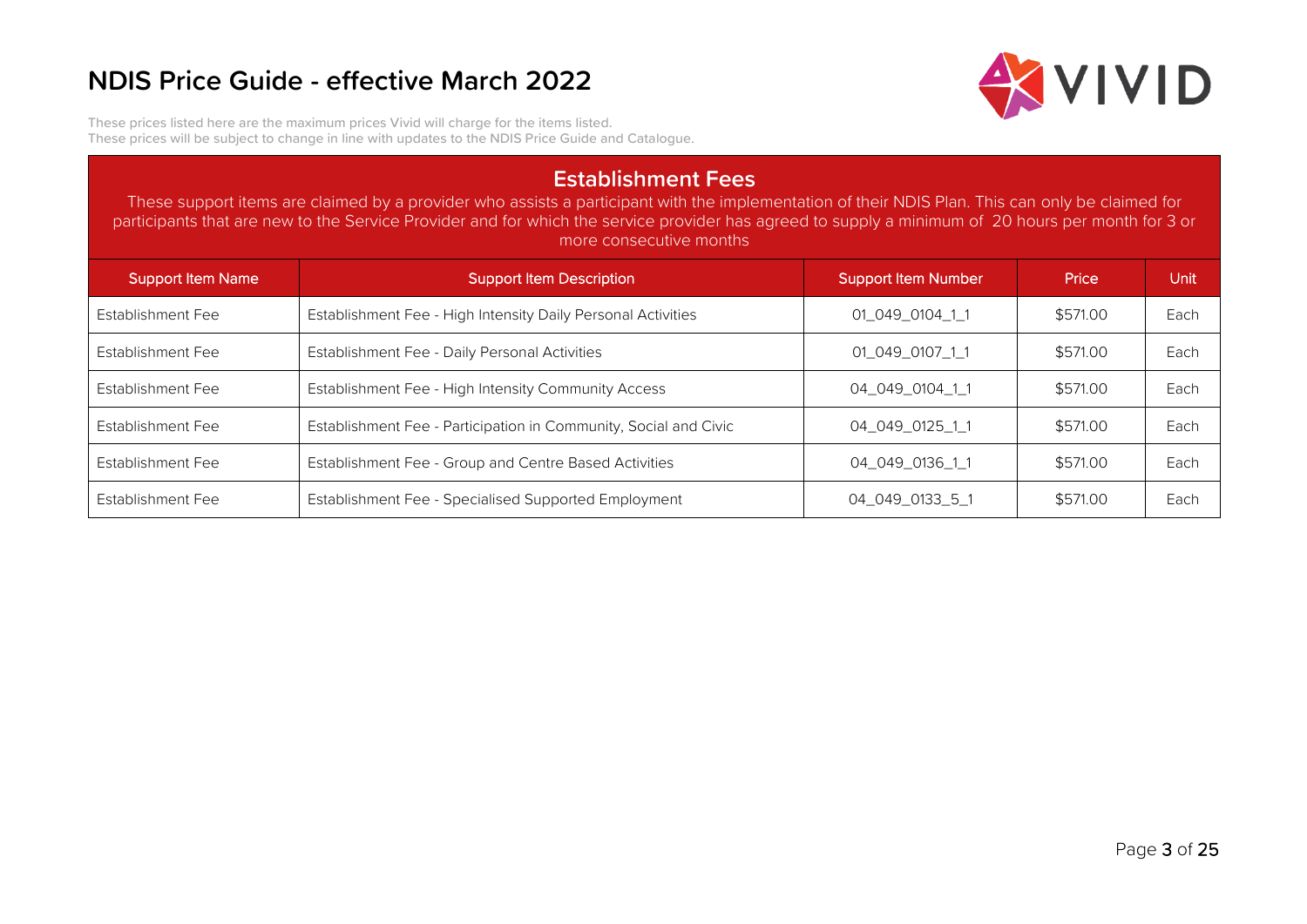# NDIS Price Guide - effective March 2022

These prices listed here are the maximum prices Vivid will charge for the items listed.
These prices will be subject to change in line with updates to the NDIS Price Guide and Catalogue.

## Establishment Fees

These support items are claimed by a provider who assists a participant with the implementation of their NDIS Plan. This can only be claimed for participants that are new to the Service Provider and for which the service provider has agreed to supply a minimum of 20 hours per month for 3 or more consecutive months

| Support Item Name | Support Item Description | Support Item Number | Price | Unit |
|---|---|---|---|---|
| Establishment Fee | Establishment Fee - High Intensity Daily Personal Activities | 01_049_0104_1_1 | $571.00 | Each |
| Establishment Fee | Establishment Fee - Daily Personal Activities | 01_049_0107_1_1 | $571.00 | Each |
| Establishment Fee | Establishment Fee - High Intensity Community Access | 04_049_0104_1_1 | $571.00 | Each |
| Establishment Fee | Establishment Fee - Participation in Community, Social and Civic | 04_049_0125_1_1 | $571.00 | Each |
| Establishment Fee | Establishment Fee - Group and Centre Based Activities | 04_049_0136_1_1 | $571.00 | Each |
| Establishment Fee | Establishment Fee - Specialised Supported Employment | 04_049_0133_5_1 | $571.00 | Each |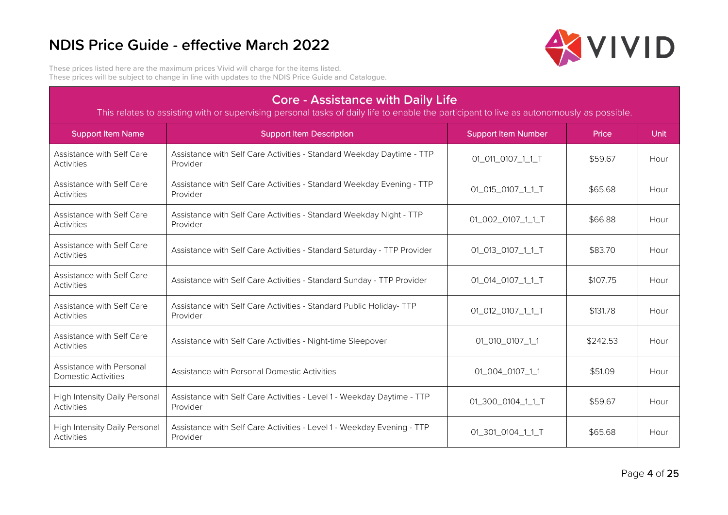# NDIS Price Guide - effective March 2022

These prices listed here are the maximum prices Vivid will charge for the items listed.
These prices will be subject to change in line with updates to the NDIS Price Guide and Catalogue.

## Core - Assistance with Daily Life

This relates to assisting with or supervising personal tasks of daily life to enable the participant to live as autonomously as possible.

| Support Item Name | Support Item Description | Support Item Number | Price | Unit |
|---|---|---|---|---|
| Assistance with Self Care Activities | Assistance with Self Care Activities - Standard Weekday Daytime - TTP Provider | 01_011_0107_1_1_T | $59.67 | Hour |
| Assistance with Self Care Activities | Assistance with Self Care Activities - Standard Weekday Evening - TTP Provider | 01_015_0107_1_1_T | $65.68 | Hour |
| Assistance with Self Care Activities | Assistance with Self Care Activities - Standard Weekday Night - TTP Provider | 01_002_0107_1_1_T | $66.88 | Hour |
| Assistance with Self Care Activities | Assistance with Self Care Activities - Standard Saturday - TTP Provider | 01_013_0107_1_1_T | $83.70 | Hour |
| Assistance with Self Care Activities | Assistance with Self Care Activities - Standard Sunday - TTP Provider | 01_014_0107_1_1_T | $107.75 | Hour |
| Assistance with Self Care Activities | Assistance with Self Care Activities - Standard Public Holiday- TTP Provider | 01_012_0107_1_1_T | $131.78 | Hour |
| Assistance with Self Care Activities | Assistance with Self Care Activities - Night-time Sleepover | 01_010_0107_1_1 | $242.53 | Hour |
| Assistance with Personal Domestic Activities | Assistance with Personal Domestic Activities | 01_004_0107_1_1 | $51.09 | Hour |
| High Intensity Daily Personal Activities | Assistance with Self Care Activities - Level 1 - Weekday Daytime - TTP Provider | 01_300_0104_1_1_T | $59.67 | Hour |
| High Intensity Daily Personal Activities | Assistance with Self Care Activities - Level 1 - Weekday Evening - TTP Provider | 01_301_0104_1_1_T | $65.68 | Hour |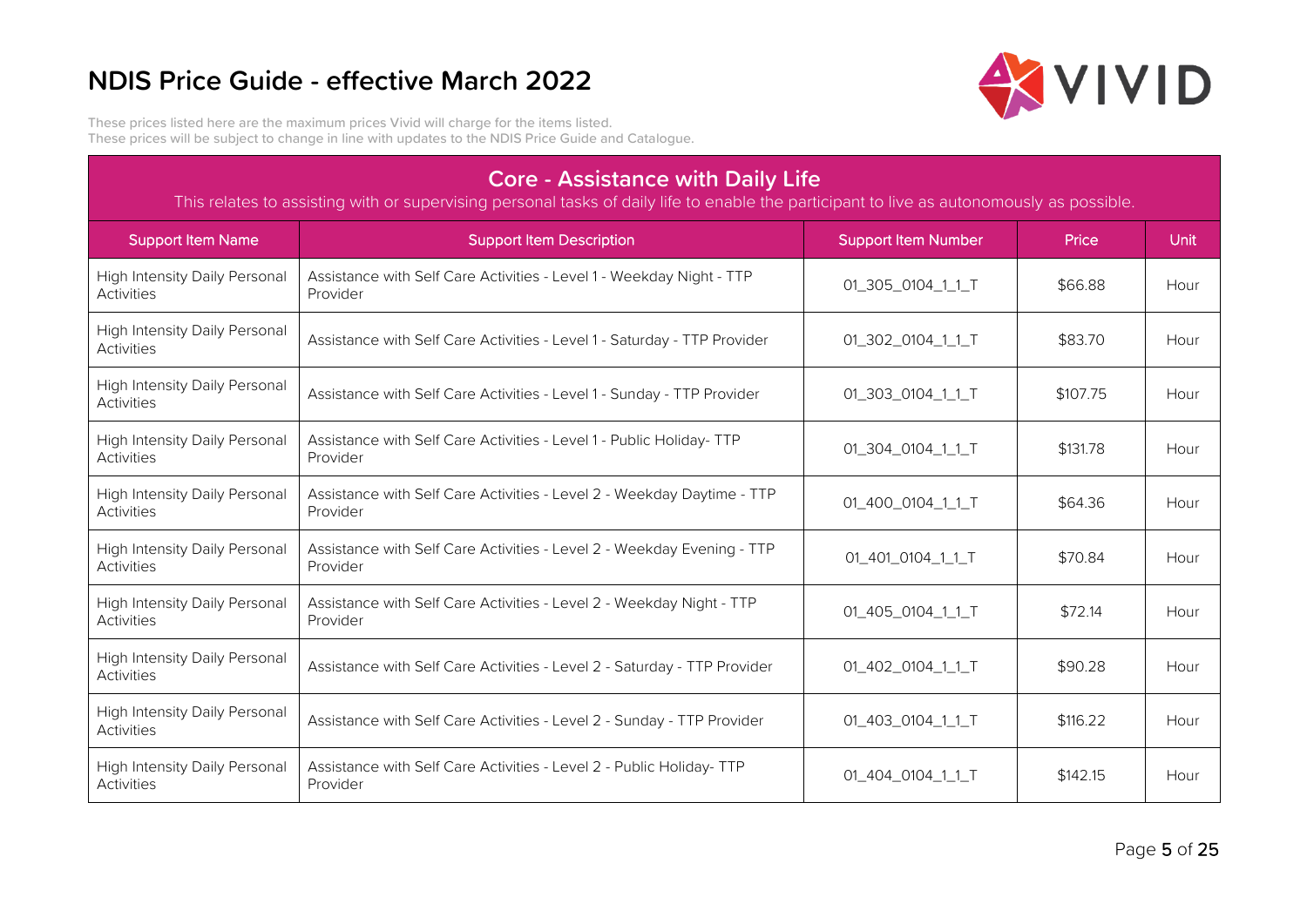# NDIS Price Guide - effective March 2022

These prices listed here are the maximum prices Vivid will charge for the items listed.
These prices will be subject to change in line with updates to the NDIS Price Guide and Catalogue.

## Core - Assistance with Daily Life

This relates to assisting with or supervising personal tasks of daily life to enable the participant to live as autonomously as possible.

| Support Item Name | Support Item Description | Support Item Number | Price | Unit |
|---|---|---|---|---|
| High Intensity Daily Personal Activities | Assistance with Self Care Activities - Level 1 - Weekday Night - TTP Provider | 01_305_0104_1_1_T | $66.88 | Hour |
| High Intensity Daily Personal Activities | Assistance with Self Care Activities - Level 1 - Saturday - TTP Provider | 01_302_0104_1_1_T | $83.70 | Hour |
| High Intensity Daily Personal Activities | Assistance with Self Care Activities - Level 1 - Sunday - TTP Provider | 01_303_0104_1_1_T | $107.75 | Hour |
| High Intensity Daily Personal Activities | Assistance with Self Care Activities - Level 1 - Public Holiday- TTP Provider | 01_304_0104_1_1_T | $131.78 | Hour |
| High Intensity Daily Personal Activities | Assistance with Self Care Activities - Level 2 - Weekday Daytime - TTP Provider | 01_400_0104_1_1_T | $64.36 | Hour |
| High Intensity Daily Personal Activities | Assistance with Self Care Activities - Level 2 - Weekday Evening - TTP Provider | 01_401_0104_1_1_T | $70.84 | Hour |
| High Intensity Daily Personal Activities | Assistance with Self Care Activities - Level 2 - Weekday Night - TTP Provider | 01_405_0104_1_1_T | $72.14 | Hour |
| High Intensity Daily Personal Activities | Assistance with Self Care Activities - Level 2 - Saturday - TTP Provider | 01_402_0104_1_1_T | $90.28 | Hour |
| High Intensity Daily Personal Activities | Assistance with Self Care Activities - Level 2 - Sunday - TTP Provider | 01_403_0104_1_1_T | $116.22 | Hour |
| High Intensity Daily Personal Activities | Assistance with Self Care Activities - Level 2 - Public Holiday- TTP Provider | 01_404_0104_1_1_T | $142.15 | Hour |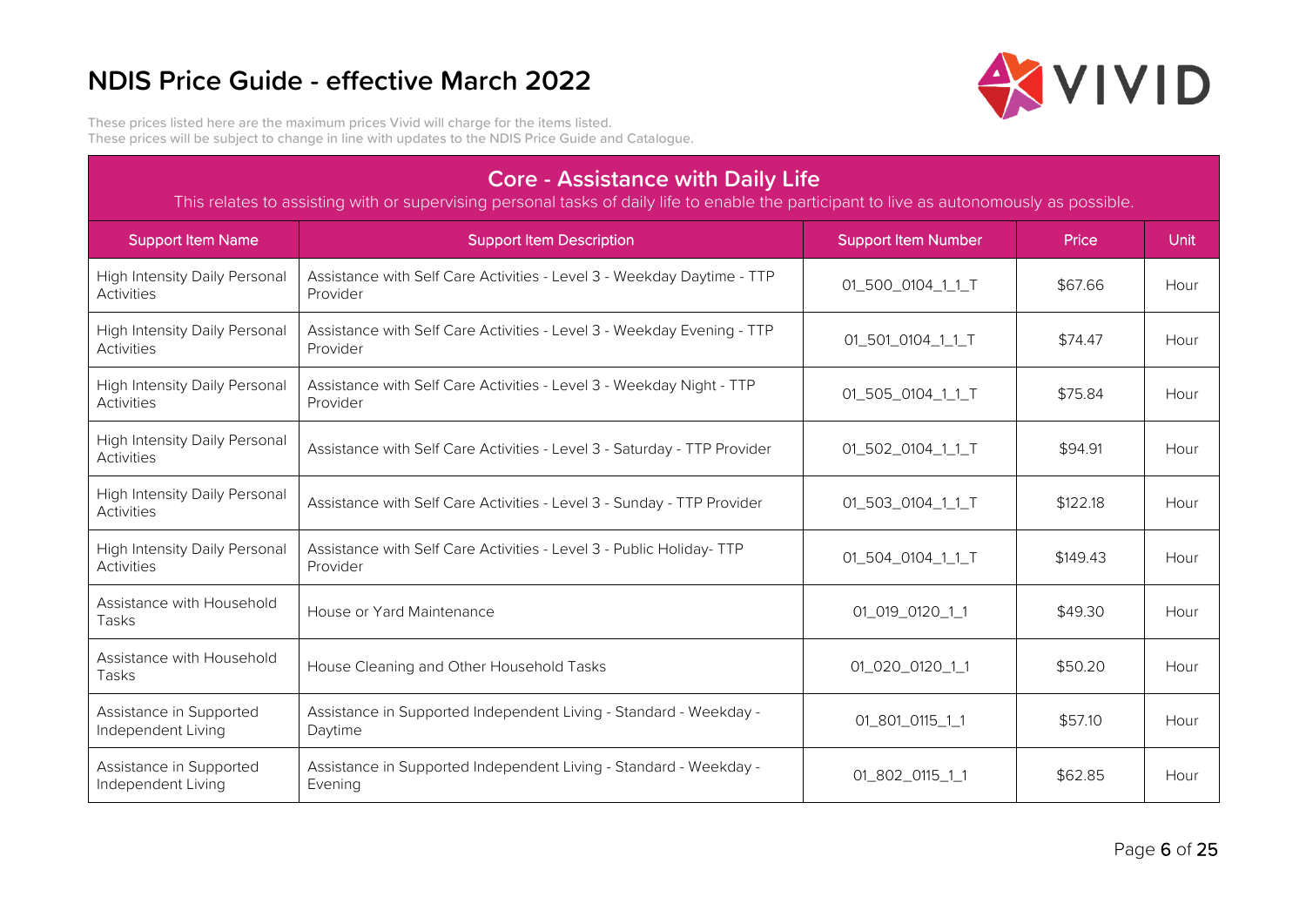# NDIS Price Guide - effective March 2022

These prices listed here are the maximum prices Vivid will charge for the items listed.
These prices will be subject to change in line with updates to the NDIS Price Guide and Catalogue.

## Core - Assistance with Daily Life

This relates to assisting with or supervising personal tasks of daily life to enable the participant to live as autonomously as possible.

| Support Item Name | Support Item Description | Support Item Number | Price | Unit |
|---|---|---|---|---|
| High Intensity Daily Personal Activities | Assistance with Self Care Activities - Level 3 - Weekday Daytime - TTP Provider | 01_500_0104_1_1_T | $67.66 | Hour |
| High Intensity Daily Personal Activities | Assistance with Self Care Activities - Level 3 - Weekday Evening - TTP Provider | 01_501_0104_1_1_T | $74.47 | Hour |
| High Intensity Daily Personal Activities | Assistance with Self Care Activities - Level 3 - Weekday Night - TTP Provider | 01_505_0104_1_1_T | $75.84 | Hour |
| High Intensity Daily Personal Activities | Assistance with Self Care Activities - Level 3 - Saturday - TTP Provider | 01_502_0104_1_1_T | $94.91 | Hour |
| High Intensity Daily Personal Activities | Assistance with Self Care Activities - Level 3 - Sunday - TTP Provider | 01_503_0104_1_1_T | $122.18 | Hour |
| High Intensity Daily Personal Activities | Assistance with Self Care Activities - Level 3 - Public Holiday- TTP Provider | 01_504_0104_1_1_T | $149.43 | Hour |
| Assistance with Household Tasks | House or Yard Maintenance | 01_019_0120_1_1 | $49.30 | Hour |
| Assistance with Household Tasks | House Cleaning and Other Household Tasks | 01_020_0120_1_1 | $50.20 | Hour |
| Assistance in Supported Independent Living | Assistance in Supported Independent Living - Standard - Weekday - Daytime | 01_801_0115_1_1 | $57.10 | Hour |
| Assistance in Supported Independent Living | Assistance in Supported Independent Living - Standard - Weekday - Evening | 01_802_0115_1_1 | $62.85 | Hour |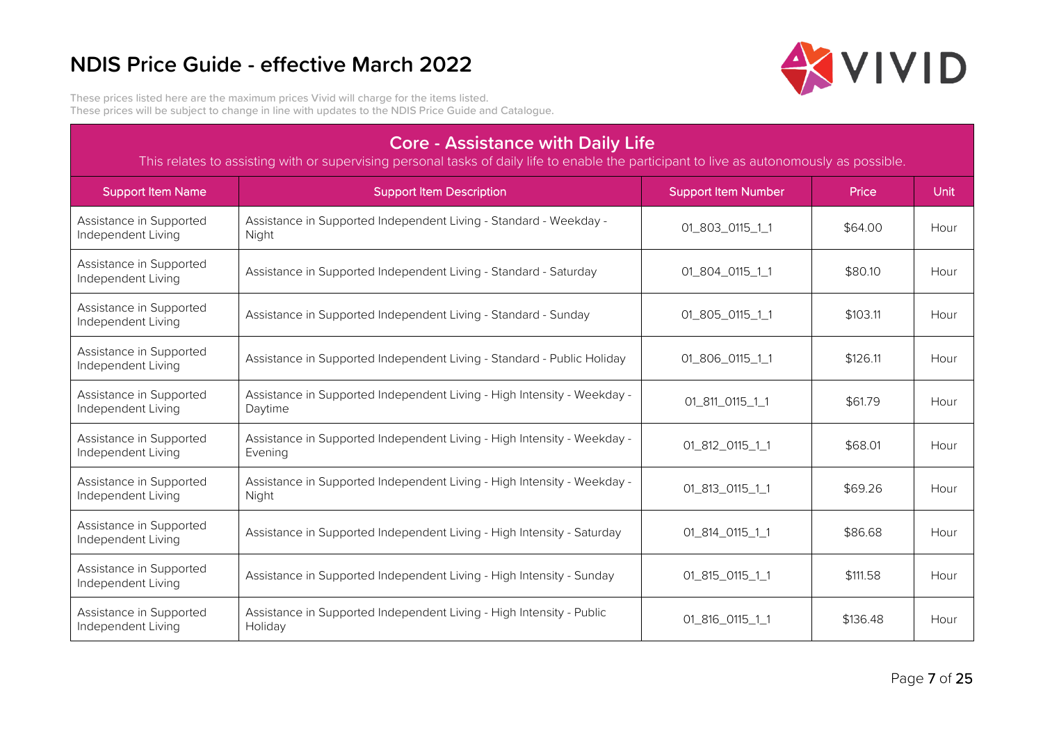# NDIS Price Guide - effective March 2022

These prices listed here are the maximum prices Vivid will charge for the items listed.
These prices will be subject to change in line with updates to the NDIS Price Guide and Catalogue.

## Core - Assistance with Daily Life

This relates to assisting with or supervising personal tasks of daily life to enable the participant to live as autonomously as possible.

| Support Item Name | Support Item Description | Support Item Number | Price | Unit |
|---|---|---|---|---|
| Assistance in Supported Independent Living | Assistance in Supported Independent Living - Standard - Weekday - Night | 01_803_0115_1_1 | $64.00 | Hour |
| Assistance in Supported Independent Living | Assistance in Supported Independent Living - Standard - Saturday | 01_804_0115_1_1 | $80.10 | Hour |
| Assistance in Supported Independent Living | Assistance in Supported Independent Living - Standard - Sunday | 01_805_0115_1_1 | $103.11 | Hour |
| Assistance in Supported Independent Living | Assistance in Supported Independent Living - Standard - Public Holiday | 01_806_0115_1_1 | $126.11 | Hour |
| Assistance in Supported Independent Living | Assistance in Supported Independent Living - High Intensity - Weekday - Daytime | 01_811_0115_1_1 | $61.79 | Hour |
| Assistance in Supported Independent Living | Assistance in Supported Independent Living - High Intensity - Weekday - Evening | 01_812_0115_1_1 | $68.01 | Hour |
| Assistance in Supported Independent Living | Assistance in Supported Independent Living - High Intensity - Weekday - Night | 01_813_0115_1_1 | $69.26 | Hour |
| Assistance in Supported Independent Living | Assistance in Supported Independent Living - High Intensity - Saturday | 01_814_0115_1_1 | $86.68 | Hour |
| Assistance in Supported Independent Living | Assistance in Supported Independent Living - High Intensity - Sunday | 01_815_0115_1_1 | $111.58 | Hour |
| Assistance in Supported Independent Living | Assistance in Supported Independent Living - High Intensity - Public Holiday | 01_816_0115_1_1 | $136.48 | Hour |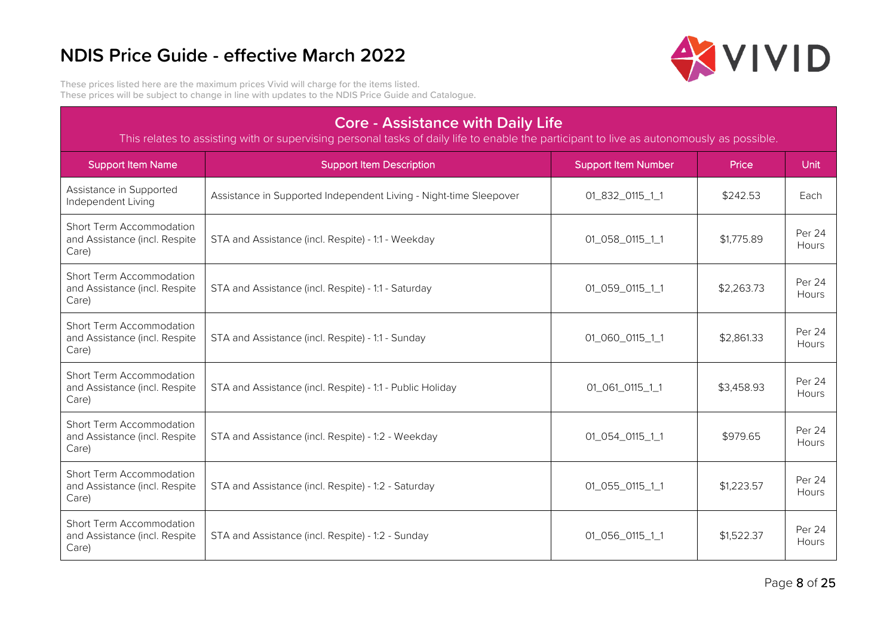# NDIS Price Guide - effective March 2022

These prices listed here are the maximum prices Vivid will charge for the items listed.
These prices will be subject to change in line with updates to the NDIS Price Guide and Catalogue.

## Core - Assistance with Daily Life

This relates to assisting with or supervising personal tasks of daily life to enable the participant to live as autonomously as possible.

| Support Item Name | Support Item Description | Support Item Number | Price | Unit |
|---|---|---|---|---|
| Assistance in Supported Independent Living | Assistance in Supported Independent Living - Night-time Sleepover | 01_832_0115_1_1 | $242.53 | Each |
| Short Term Accommodation and Assistance (incl. Respite Care) | STA and Assistance (incl. Respite) - 1:1 - Weekday | 01_058_0115_1_1 | $1,775.89 | Per 24 Hours |
| Short Term Accommodation and Assistance (incl. Respite Care) | STA and Assistance (incl. Respite) - 1:1 - Saturday | 01_059_0115_1_1 | $2,263.73 | Per 24 Hours |
| Short Term Accommodation and Assistance (incl. Respite Care) | STA and Assistance (incl. Respite) - 1:1 - Sunday | 01_060_0115_1_1 | $2,861.33 | Per 24 Hours |
| Short Term Accommodation and Assistance (incl. Respite Care) | STA and Assistance (incl. Respite) - 1:1 - Public Holiday | 01_061_0115_1_1 | $3,458.93 | Per 24 Hours |
| Short Term Accommodation and Assistance (incl. Respite Care) | STA and Assistance (incl. Respite) - 1:2 - Weekday | 01_054_0115_1_1 | $979.65 | Per 24 Hours |
| Short Term Accommodation and Assistance (incl. Respite Care) | STA and Assistance (incl. Respite) - 1:2 - Saturday | 01_055_0115_1_1 | $1,223.57 | Per 24 Hours |
| Short Term Accommodation and Assistance (incl. Respite Care) | STA and Assistance (incl. Respite) - 1:2 - Sunday | 01_056_0115_1_1 | $1,522.37 | Per 24 Hours |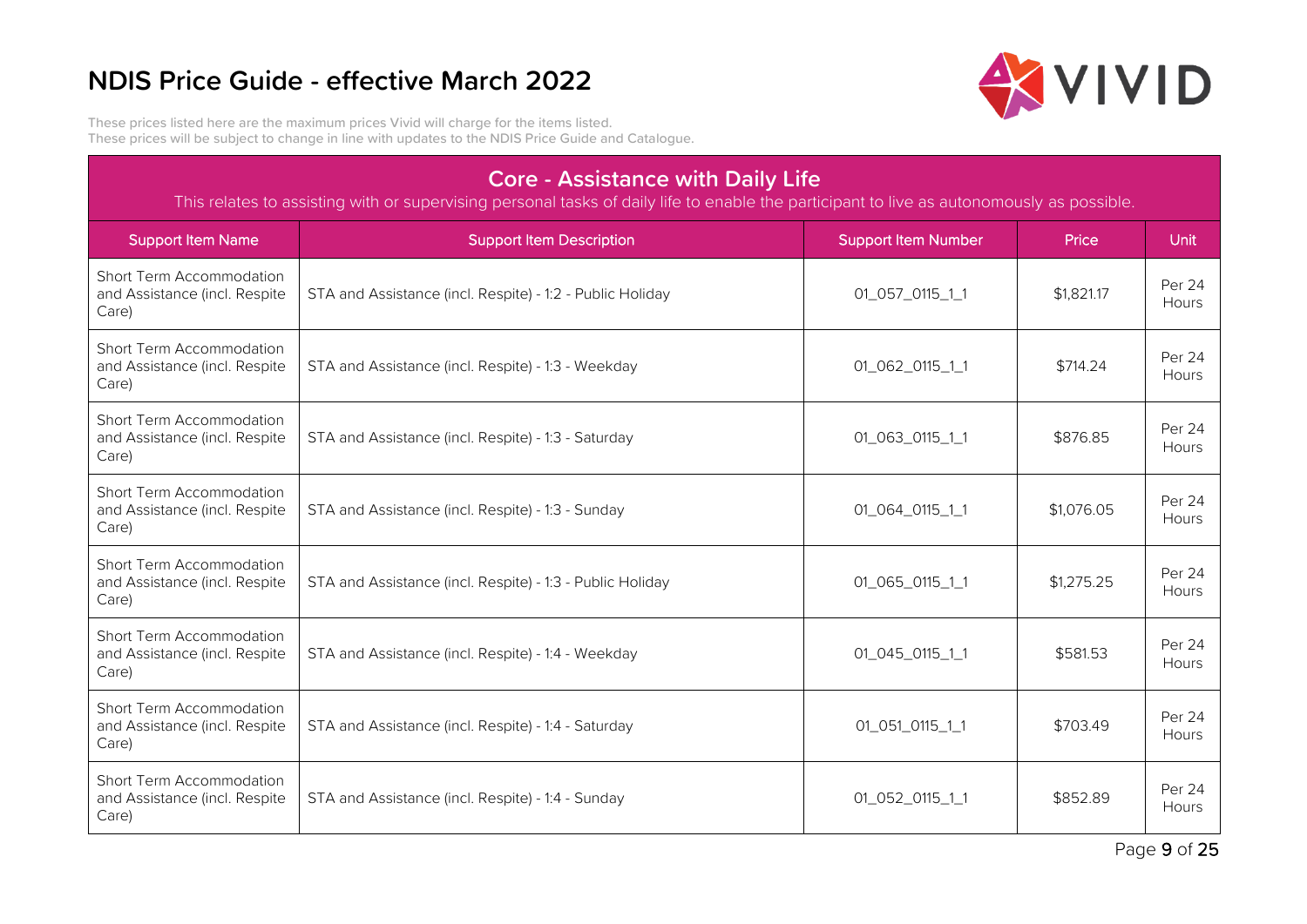# NDIS Price Guide - effective March 2022

These prices listed here are the maximum prices Vivid will charge for the items listed.
These prices will be subject to change in line with updates to the NDIS Price Guide and Catalogue.

## Core - Assistance with Daily Life

This relates to assisting with or supervising personal tasks of daily life to enable the participant to live as autonomously as possible.

| Support Item Name | Support Item Description | Support Item Number | Price | Unit |
|---|---|---|---|---|
| Short Term Accommodation and Assistance (incl. Respite Care) | STA and Assistance (incl. Respite) - 1:2 - Public Holiday | 01_057_0115_1_1 | $1,821.17 | Per 24 Hours |
| Short Term Accommodation and Assistance (incl. Respite Care) | STA and Assistance (incl. Respite) - 1:3 - Weekday | 01_062_0115_1_1 | $714.24 | Per 24 Hours |
| Short Term Accommodation and Assistance (incl. Respite Care) | STA and Assistance (incl. Respite) - 1:3 - Saturday | 01_063_0115_1_1 | $876.85 | Per 24 Hours |
| Short Term Accommodation and Assistance (incl. Respite Care) | STA and Assistance (incl. Respite) - 1:3 - Sunday | 01_064_0115_1_1 | $1,076.05 | Per 24 Hours |
| Short Term Accommodation and Assistance (incl. Respite Care) | STA and Assistance (incl. Respite) - 1:3 - Public Holiday | 01_065_0115_1_1 | $1,275.25 | Per 24 Hours |
| Short Term Accommodation and Assistance (incl. Respite Care) | STA and Assistance (incl. Respite) - 1:4 - Weekday | 01_045_0115_1_1 | $581.53 | Per 24 Hours |
| Short Term Accommodation and Assistance (incl. Respite Care) | STA and Assistance (incl. Respite) - 1:4 - Saturday | 01_051_0115_1_1 | $703.49 | Per 24 Hours |
| Short Term Accommodation and Assistance (incl. Respite Care) | STA and Assistance (incl. Respite) - 1:4 - Sunday | 01_052_0115_1_1 | $852.89 | Per 24 Hours |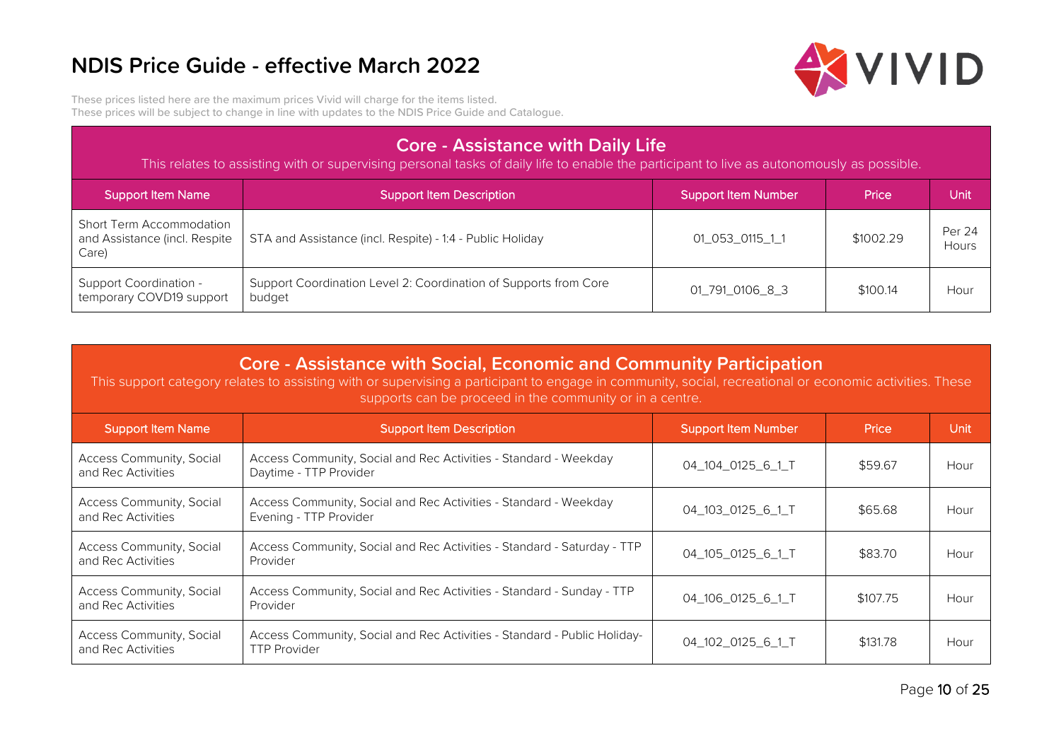# NDIS Price Guide - effective March 2022

These prices listed here are the maximum prices Vivid will charge for the items listed.
These prices will be subject to change in line with updates to the NDIS Price Guide and Catalogue.

## Core - Assistance with Daily Life

This relates to assisting with or supervising personal tasks of daily life to enable the participant to live as autonomously as possible.

| Support Item Name | Support Item Description | Support Item Number | Price | Unit |
|---|---|---|---|---|
| Short Term Accommodation and Assistance (incl. Respite Care) | STA and Assistance (incl. Respite) - 1:4 - Public Holiday | 01_053_0115_1_1 | $1002.29 | Per 24 Hours |
| Support Coordination - temporary COVD19 support | Support Coordination Level 2: Coordination of Supports from Core budget | 01_791_0106_8_3 | $100.14 | Hour |

## Core - Assistance with Social, Economic and Community Participation

This support category relates to assisting with or supervising a participant to engage in community, social, recreational or economic activities. These supports can be proceed in the community or in a centre.

| Support Item Name | Support Item Description | Support Item Number | Price | Unit |
|---|---|---|---|---|
| Access Community, Social and Rec Activities | Access Community, Social and Rec Activities - Standard - Weekday Daytime - TTP Provider | 04_104_0125_6_1_T | $59.67 | Hour |
| Access Community, Social and Rec Activities | Access Community, Social and Rec Activities - Standard - Weekday Evening - TTP Provider | 04_103_0125_6_1_T | $65.68 | Hour |
| Access Community, Social and Rec Activities | Access Community, Social and Rec Activities - Standard - Saturday - TTP Provider | 04_105_0125_6_1_T | $83.70 | Hour |
| Access Community, Social and Rec Activities | Access Community, Social and Rec Activities - Standard - Sunday - TTP Provider | 04_106_0125_6_1_T | $107.75 | Hour |
| Access Community, Social and Rec Activities | Access Community, Social and Rec Activities - Standard - Public Holiday- TTP Provider | 04_102_0125_6_1_T | $131.78 | Hour |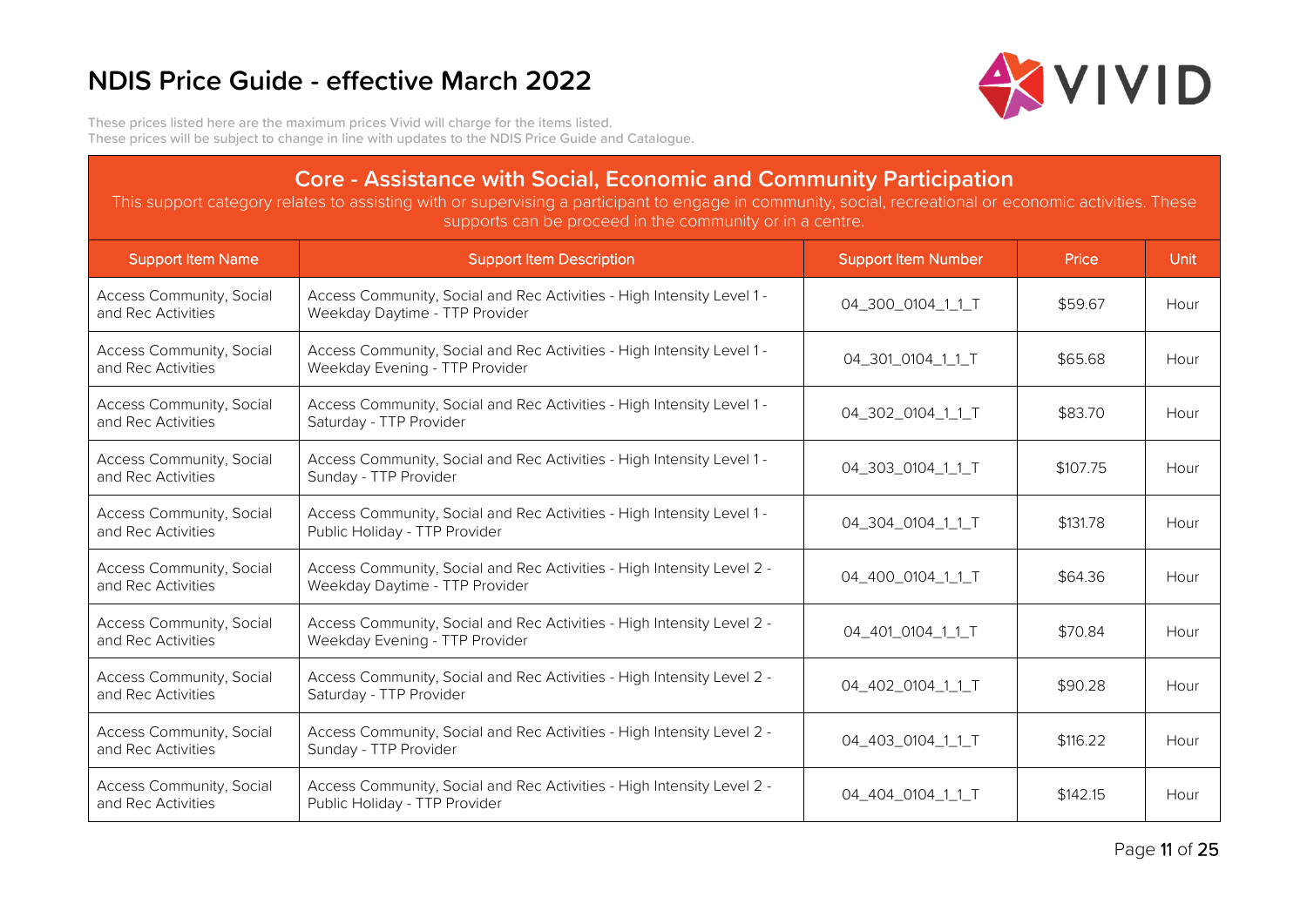# NDIS Price Guide - effective March 2022

These prices listed here are the maximum prices Vivid will charge for the items listed.
These prices will be subject to change in line with updates to the NDIS Price Guide and Catalogue.

## Core - Assistance with Social, Economic and Community Participation

This support category relates to assisting with or supervising a participant to engage in community, social, recreational or economic activities. These supports can be proceed in the community or in a centre.

| Support Item Name | Support Item Description | Support Item Number | Price | Unit |
| --- | --- | --- | --- | --- |
| Access Community, Social and Rec Activities | Access Community, Social and Rec Activities - High Intensity Level 1 - Weekday Daytime - TTP Provider | 04_300_0104_1_1_T | $59.67 | Hour |
| Access Community, Social and Rec Activities | Access Community, Social and Rec Activities - High Intensity Level 1 - Weekday Evening - TTP Provider | 04_301_0104_1_1_T | $65.68 | Hour |
| Access Community, Social and Rec Activities | Access Community, Social and Rec Activities - High Intensity Level 1 - Saturday - TTP Provider | 04_302_0104_1_1_T | $83.70 | Hour |
| Access Community, Social and Rec Activities | Access Community, Social and Rec Activities - High Intensity Level 1 - Sunday - TTP Provider | 04_303_0104_1_1_T | $107.75 | Hour |
| Access Community, Social and Rec Activities | Access Community, Social and Rec Activities - High Intensity Level 1 - Public Holiday - TTP Provider | 04_304_0104_1_1_T | $131.78 | Hour |
| Access Community, Social and Rec Activities | Access Community, Social and Rec Activities - High Intensity Level 2 - Weekday Daytime - TTP Provider | 04_400_0104_1_1_T | $64.36 | Hour |
| Access Community, Social and Rec Activities | Access Community, Social and Rec Activities - High Intensity Level 2 - Weekday Evening - TTP Provider | 04_401_0104_1_1_T | $70.84 | Hour |
| Access Community, Social and Rec Activities | Access Community, Social and Rec Activities - High Intensity Level 2 - Saturday - TTP Provider | 04_402_0104_1_1_T | $90.28 | Hour |
| Access Community, Social and Rec Activities | Access Community, Social and Rec Activities - High Intensity Level 2 - Sunday - TTP Provider | 04_403_0104_1_1_T | $116.22 | Hour |
| Access Community, Social and Rec Activities | Access Community, Social and Rec Activities - High Intensity Level 2 - Public Holiday - TTP Provider | 04_404_0104_1_1_T | $142.15 | Hour |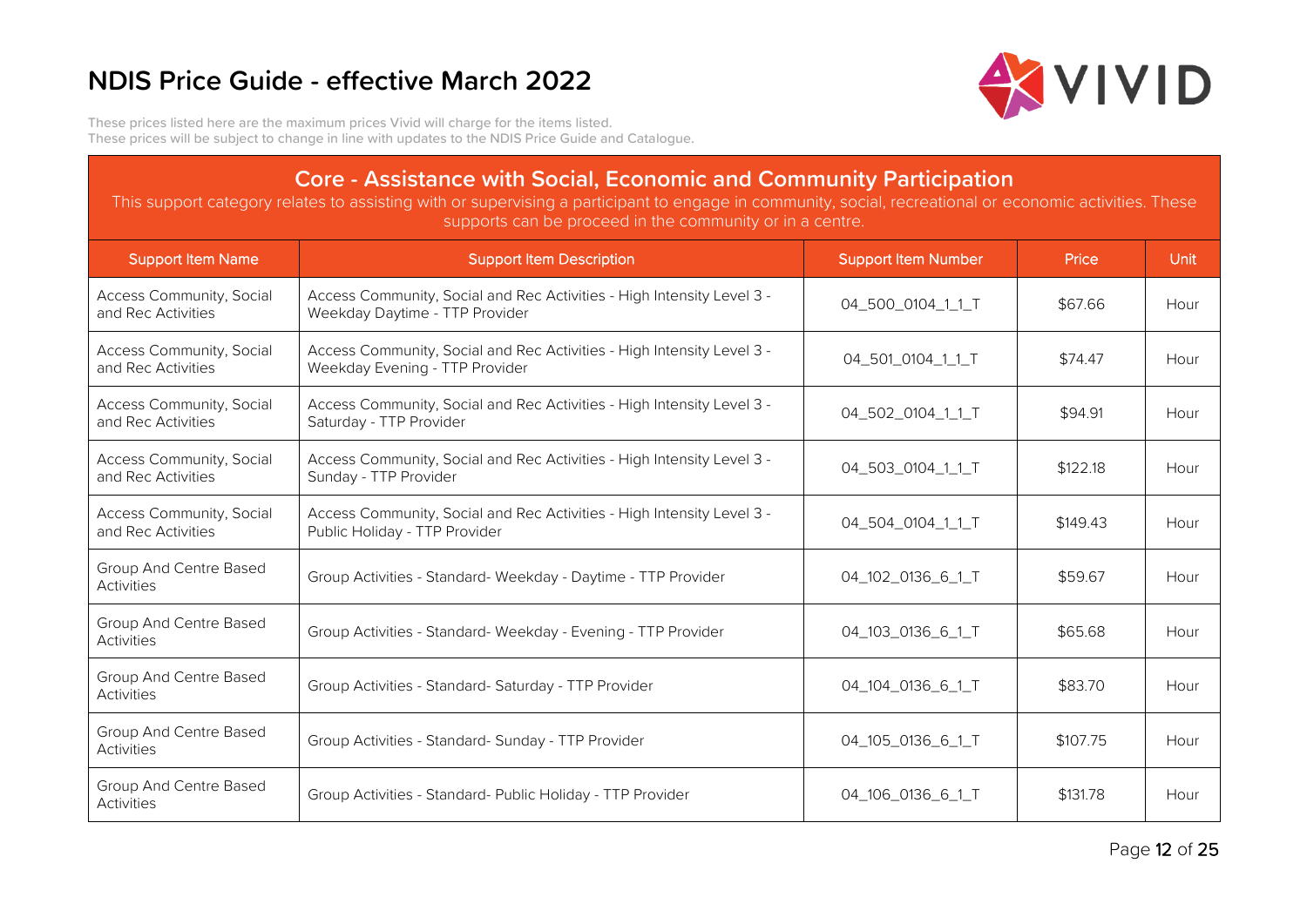# NDIS Price Guide - effective March 2022

These prices listed here are the maximum prices Vivid will charge for the items listed.
These prices will be subject to change in line with updates to the NDIS Price Guide and Catalogue.

## Core - Assistance with Social, Economic and Community Participation

This support category relates to assisting with or supervising a participant to engage in community, social, recreational or economic activities. These supports can be proceed in the community or in a centre.

| Support Item Name | Support Item Description | Support Item Number | Price | Unit |
|---|---|---|---|---|
| Access Community, Social and Rec Activities | Access Community, Social and Rec Activities - High Intensity Level 3 - Weekday Daytime - TTP Provider | 04_500_0104_1_1_T | $67.66 | Hour |
| Access Community, Social and Rec Activities | Access Community, Social and Rec Activities - High Intensity Level 3 - Weekday Evening - TTP Provider | 04_501_0104_1_1_T | $74.47 | Hour |
| Access Community, Social and Rec Activities | Access Community, Social and Rec Activities - High Intensity Level 3 - Saturday - TTP Provider | 04_502_0104_1_1_T | $94.91 | Hour |
| Access Community, Social and Rec Activities | Access Community, Social and Rec Activities - High Intensity Level 3 - Sunday - TTP Provider | 04_503_0104_1_1_T | $122.18 | Hour |
| Access Community, Social and Rec Activities | Access Community, Social and Rec Activities - High Intensity Level 3 - Public Holiday - TTP Provider | 04_504_0104_1_1_T | $149.43 | Hour |
| Group And Centre Based Activities | Group Activities - Standard- Weekday - Daytime - TTP Provider | 04_102_0136_6_1_T | $59.67 | Hour |
| Group And Centre Based Activities | Group Activities - Standard- Weekday - Evening - TTP Provider | 04_103_0136_6_1_T | $65.68 | Hour |
| Group And Centre Based Activities | Group Activities - Standard- Saturday - TTP Provider | 04_104_0136_6_1_T | $83.70 | Hour |
| Group And Centre Based Activities | Group Activities - Standard- Sunday - TTP Provider | 04_105_0136_6_1_T | $107.75 | Hour |
| Group And Centre Based Activities | Group Activities - Standard- Public Holiday - TTP Provider | 04_106_0136_6_1_T | $131.78 | Hour |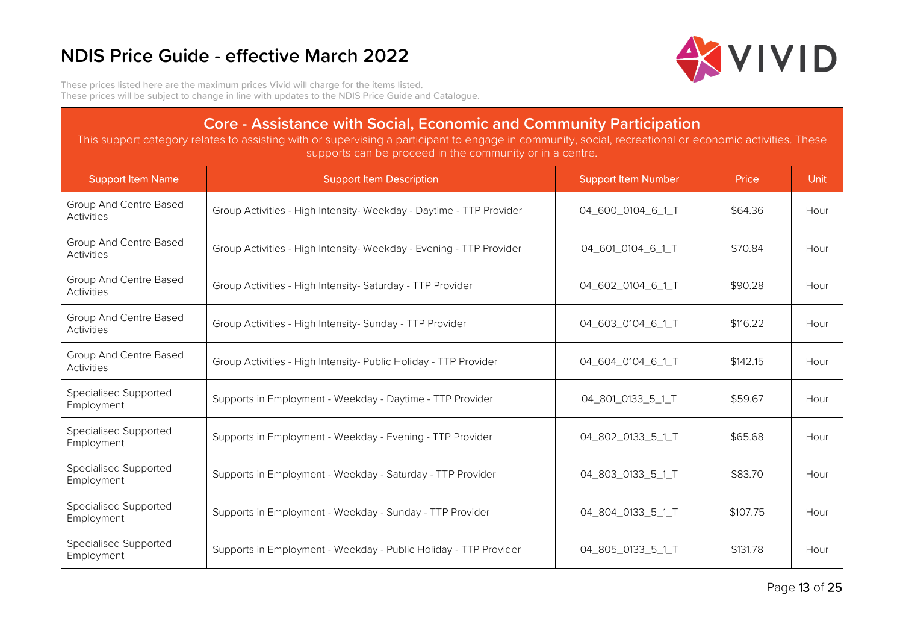# NDIS Price Guide - effective March 2022

These prices listed here are the maximum prices Vivid will charge for the items listed.
These prices will be subject to change in line with updates to the NDIS Price Guide and Catalogue.

## Core - Assistance with Social, Economic and Community Participation

This support category relates to assisting with or supervising a participant to engage in community, social, recreational or economic activities. These supports can be proceed in the community or in a centre.

| Support Item Name | Support Item Description | Support Item Number | Price | Unit |
|---|---|---|---|---|
| Group And Centre Based Activities | Group Activities - High Intensity- Weekday - Daytime - TTP Provider | 04_600_0104_6_1_T | $64.36 | Hour |
| Group And Centre Based Activities | Group Activities - High Intensity- Weekday - Evening - TTP Provider | 04_601_0104_6_1_T | $70.84 | Hour |
| Group And Centre Based Activities | Group Activities - High Intensity- Saturday - TTP Provider | 04_602_0104_6_1_T | $90.28 | Hour |
| Group And Centre Based Activities | Group Activities - High Intensity- Sunday - TTP Provider | 04_603_0104_6_1_T | $116.22 | Hour |
| Group And Centre Based Activities | Group Activities - High Intensity- Public Holiday - TTP Provider | 04_604_0104_6_1_T | $142.15 | Hour |
| Specialised Supported Employment | Supports in Employment - Weekday - Daytime - TTP Provider | 04_801_0133_5_1_T | $59.67 | Hour |
| Specialised Supported Employment | Supports in Employment - Weekday - Evening - TTP Provider | 04_802_0133_5_1_T | $65.68 | Hour |
| Specialised Supported Employment | Supports in Employment - Weekday - Saturday - TTP Provider | 04_803_0133_5_1_T | $83.70 | Hour |
| Specialised Supported Employment | Supports in Employment - Weekday - Sunday - TTP Provider | 04_804_0133_5_1_T | $107.75 | Hour |
| Specialised Supported Employment | Supports in Employment - Weekday - Public Holiday - TTP Provider | 04_805_0133_5_1_T | $131.78 | Hour |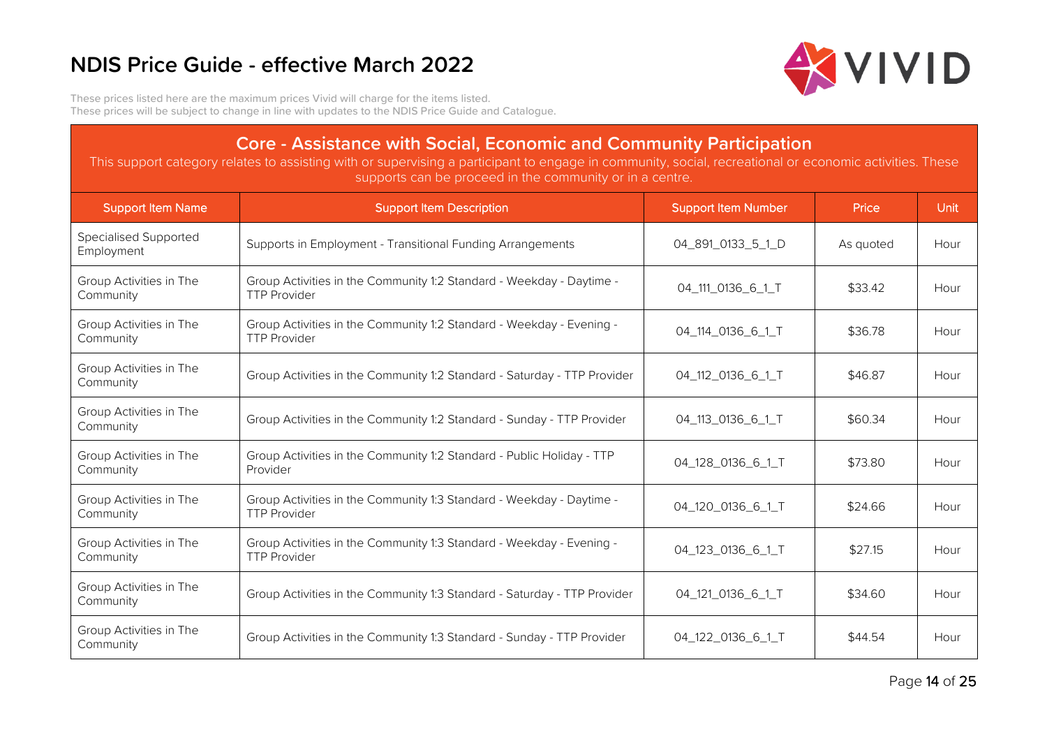# NDIS Price Guide - effective March 2022

These prices listed here are the maximum prices Vivid will charge for the items listed.
These prices will be subject to change in line with updates to the NDIS Price Guide and Catalogue.

## Core - Assistance with Social, Economic and Community Participation

This support category relates to assisting with or supervising a participant to engage in community, social, recreational or economic activities. These supports can be proceed in the community or in a centre.

| Support Item Name | Support Item Description | Support Item Number | Price | Unit |
|---|---|---|---|---|
| Specialised Supported Employment | Supports in Employment - Transitional Funding Arrangements | 04_891_0133_5_1_D | As quoted | Hour |
| Group Activities in The Community | Group Activities in the Community 1:2 Standard - Weekday - Daytime - TTP Provider | 04_111_0136_6_1_T | $33.42 | Hour |
| Group Activities in The Community | Group Activities in the Community 1:2 Standard - Weekday - Evening - TTP Provider | 04_114_0136_6_1_T | $36.78 | Hour |
| Group Activities in The Community | Group Activities in the Community 1:2 Standard - Saturday - TTP Provider | 04_112_0136_6_1_T | $46.87 | Hour |
| Group Activities in The Community | Group Activities in the Community 1:2 Standard - Sunday - TTP Provider | 04_113_0136_6_1_T | $60.34 | Hour |
| Group Activities in The Community | Group Activities in the Community 1:2 Standard - Public Holiday - TTP Provider | 04_128_0136_6_1_T | $73.80 | Hour |
| Group Activities in The Community | Group Activities in the Community 1:3 Standard - Weekday - Daytime - TTP Provider | 04_120_0136_6_1_T | $24.66 | Hour |
| Group Activities in The Community | Group Activities in the Community 1:3 Standard - Weekday - Evening - TTP Provider | 04_123_0136_6_1_T | $27.15 | Hour |
| Group Activities in The Community | Group Activities in the Community 1:3 Standard - Saturday - TTP Provider | 04_121_0136_6_1_T | $34.60 | Hour |
| Group Activities in The Community | Group Activities in the Community 1:3 Standard - Sunday - TTP Provider | 04_122_0136_6_1_T | $44.54 | Hour |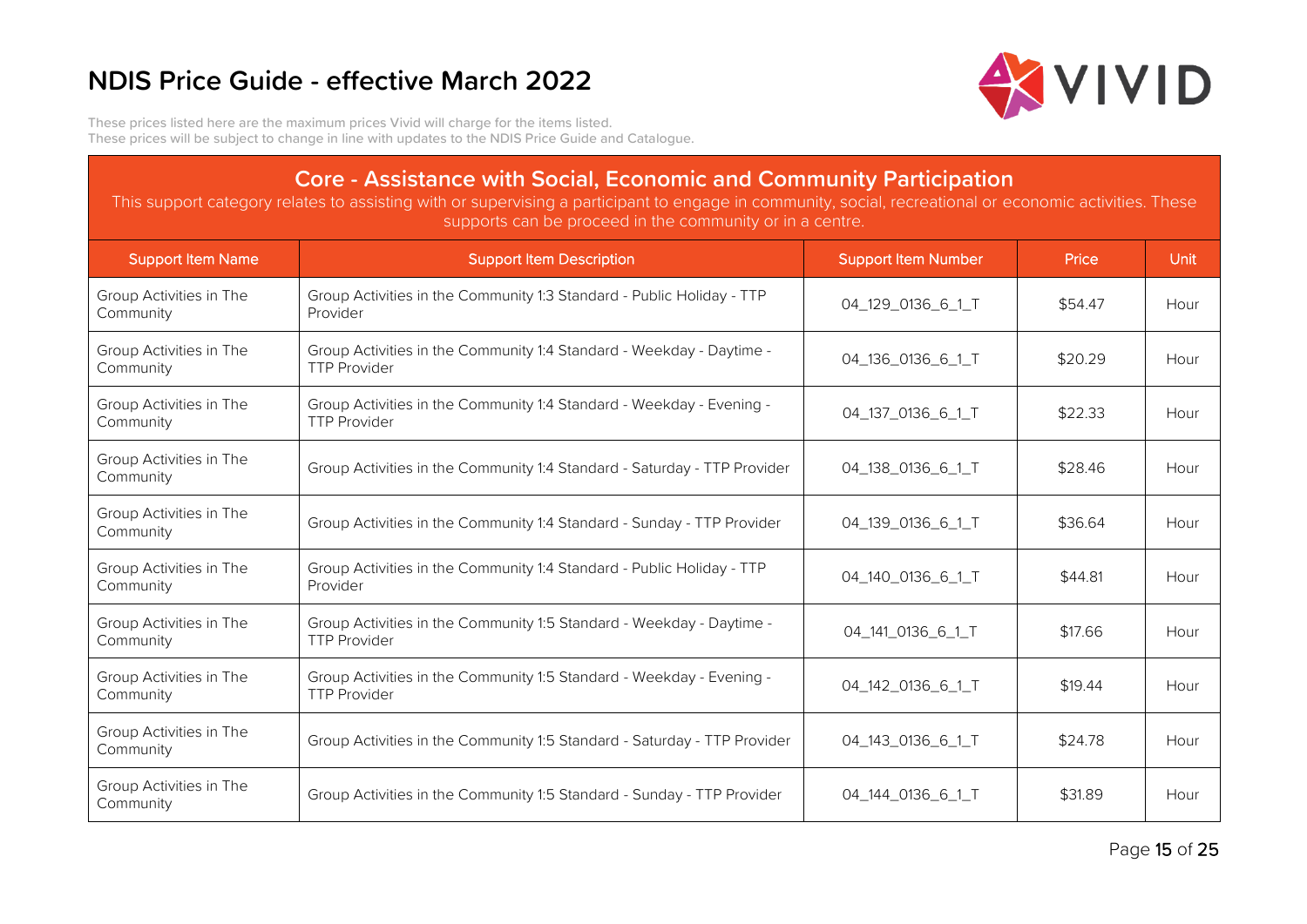# NDIS Price Guide - effective March 2022

These prices listed here are the maximum prices Vivid will charge for the items listed.
These prices will be subject to change in line with updates to the NDIS Price Guide and Catalogue.

## Core - Assistance with Social, Economic and Community Participation

This support category relates to assisting with or supervising a participant to engage in community, social, recreational or economic activities. These supports can be proceed in the community or in a centre.

| Support Item Name | Support Item Description | Support Item Number | Price | Unit |
|---|---|---|---|---|
| Group Activities in The Community | Group Activities in the Community 1:3 Standard - Public Holiday - TTP Provider | 04_129_0136_6_1_T | $54.47 | Hour |
| Group Activities in The Community | Group Activities in the Community 1:4 Standard - Weekday - Daytime - TTP Provider | 04_136_0136_6_1_T | $20.29 | Hour |
| Group Activities in The Community | Group Activities in the Community 1:4 Standard - Weekday - Evening - TTP Provider | 04_137_0136_6_1_T | $22.33 | Hour |
| Group Activities in The Community | Group Activities in the Community 1:4 Standard - Saturday - TTP Provider | 04_138_0136_6_1_T | $28.46 | Hour |
| Group Activities in The Community | Group Activities in the Community 1:4 Standard - Sunday - TTP Provider | 04_139_0136_6_1_T | $36.64 | Hour |
| Group Activities in The Community | Group Activities in the Community 1:4 Standard - Public Holiday - TTP Provider | 04_140_0136_6_1_T | $44.81 | Hour |
| Group Activities in The Community | Group Activities in the Community 1:5 Standard - Weekday - Daytime - TTP Provider | 04_141_0136_6_1_T | $17.66 | Hour |
| Group Activities in The Community | Group Activities in the Community 1:5 Standard - Weekday - Evening - TTP Provider | 04_142_0136_6_1_T | $19.44 | Hour |
| Group Activities in The Community | Group Activities in the Community 1:5 Standard - Saturday - TTP Provider | 04_143_0136_6_1_T | $24.78 | Hour |
| Group Activities in The Community | Group Activities in the Community 1:5 Standard - Sunday - TTP Provider | 04_144_0136_6_1_T | $31.89 | Hour |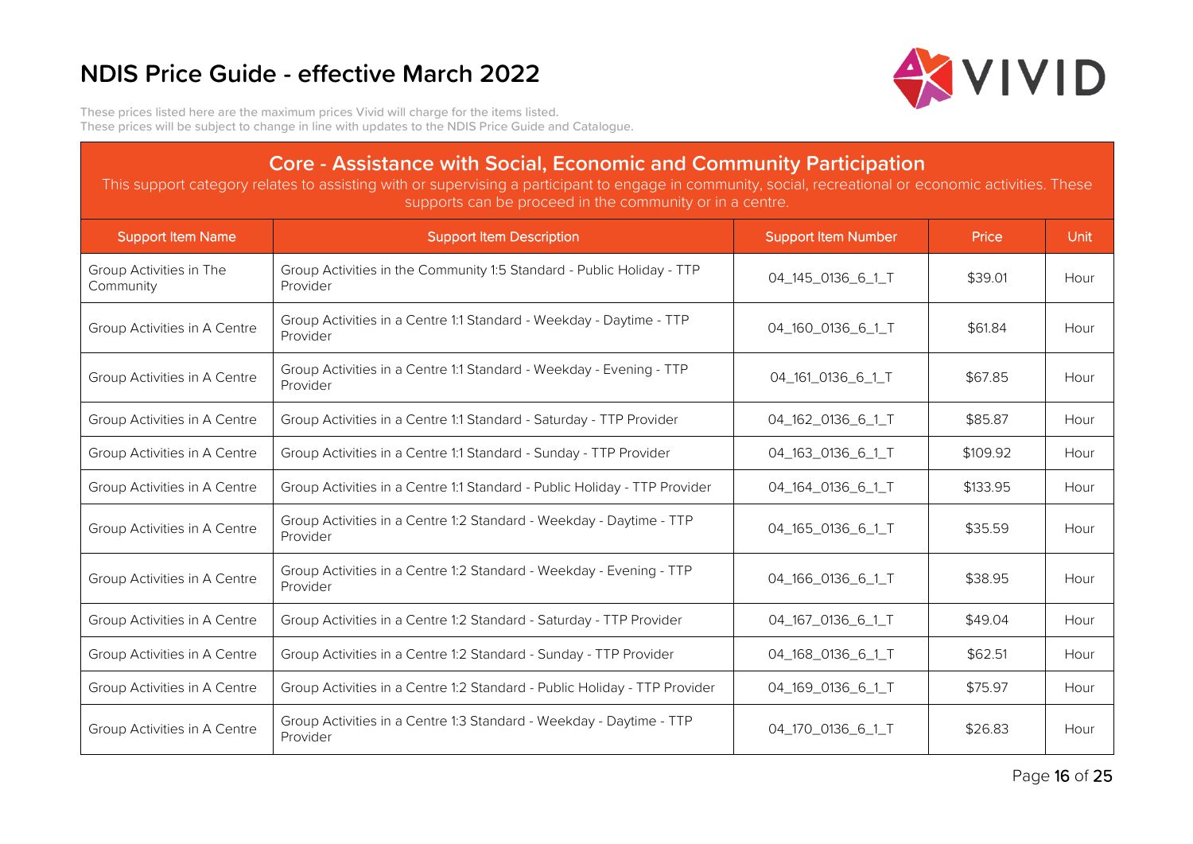# NDIS Price Guide - effective March 2022

These prices listed here are the maximum prices Vivid will charge for the items listed.
These prices will be subject to change in line with updates to the NDIS Price Guide and Catalogue.

## Core - Assistance with Social, Economic and Community Participation

This support category relates to assisting with or supervising a participant to engage in community, social, recreational or economic activities. These supports can be proceed in the community or in a centre.

| Support Item Name | Support Item Description | Support Item Number | Price | Unit |
|---|---|---|---|---|
| Group Activities in The Community | Group Activities in the Community 1:5 Standard - Public Holiday - TTP Provider | 04_145_0136_6_1_T | $39.01 | Hour |
| Group Activities in A Centre | Group Activities in a Centre 1:1 Standard - Weekday - Daytime - TTP Provider | 04_160_0136_6_1_T | $61.84 | Hour |
| Group Activities in A Centre | Group Activities in a Centre 1:1 Standard - Weekday - Evening - TTP Provider | 04_161_0136_6_1_T | $67.85 | Hour |
| Group Activities in A Centre | Group Activities in a Centre 1:1 Standard - Saturday - TTP Provider | 04_162_0136_6_1_T | $85.87 | Hour |
| Group Activities in A Centre | Group Activities in a Centre 1:1 Standard - Sunday - TTP Provider | 04_163_0136_6_1_T | $109.92 | Hour |
| Group Activities in A Centre | Group Activities in a Centre 1:1 Standard - Public Holiday - TTP Provider | 04_164_0136_6_1_T | $133.95 | Hour |
| Group Activities in A Centre | Group Activities in a Centre 1:2 Standard - Weekday - Daytime - TTP Provider | 04_165_0136_6_1_T | $35.59 | Hour |
| Group Activities in A Centre | Group Activities in a Centre 1:2 Standard - Weekday - Evening - TTP Provider | 04_166_0136_6_1_T | $38.95 | Hour |
| Group Activities in A Centre | Group Activities in a Centre 1:2 Standard - Saturday - TTP Provider | 04_167_0136_6_1_T | $49.04 | Hour |
| Group Activities in A Centre | Group Activities in a Centre 1:2 Standard - Sunday - TTP Provider | 04_168_0136_6_1_T | $62.51 | Hour |
| Group Activities in A Centre | Group Activities in a Centre 1:2 Standard - Public Holiday - TTP Provider | 04_169_0136_6_1_T | $75.97 | Hour |
| Group Activities in A Centre | Group Activities in a Centre 1:3 Standard - Weekday - Daytime - TTP Provider | 04_170_0136_6_1_T | $26.83 | Hour |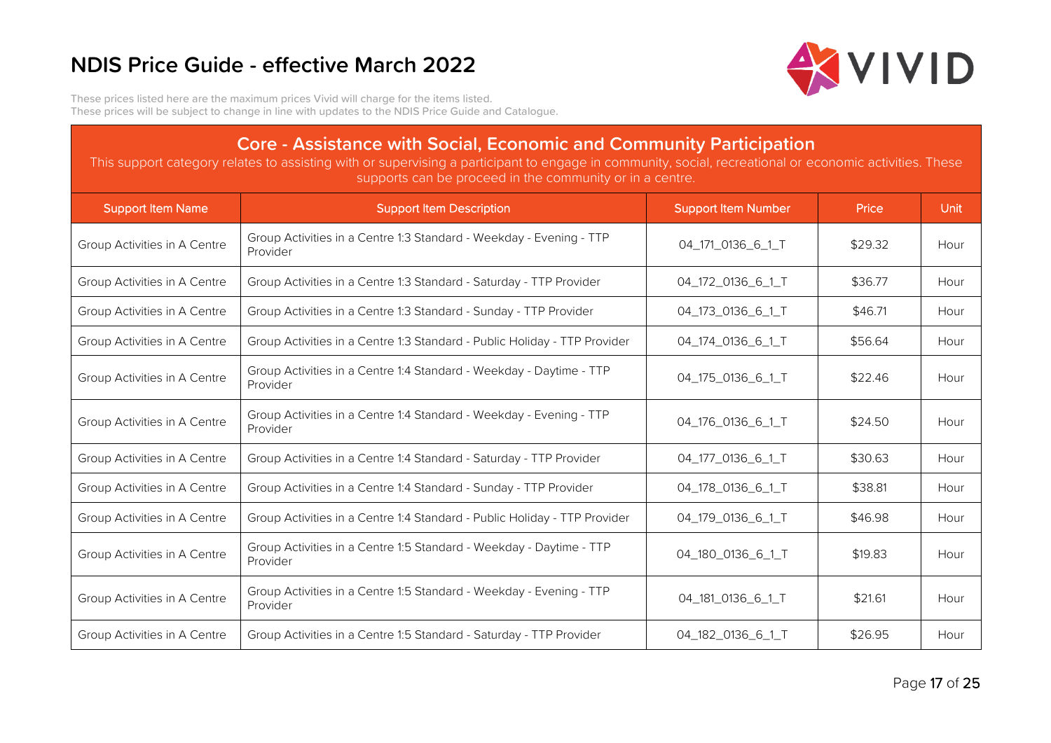# NDIS Price Guide - effective March 2022

These prices listed here are the maximum prices Vivid will charge for the items listed.
These prices will be subject to change in line with updates to the NDIS Price Guide and Catalogue.

## Core - Assistance with Social, Economic and Community Participation

This support category relates to assisting with or supervising a participant to engage in community, social, recreational or economic activities. These supports can be proceed in the community or in a centre.

| Support Item Name | Support Item Description | Support Item Number | Price | Unit |
|---|---|---|---|---|
| Group Activities in A Centre | Group Activities in a Centre 1:3 Standard - Weekday - Evening - TTP Provider | 04_171_0136_6_1_T | $29.32 | Hour |
| Group Activities in A Centre | Group Activities in a Centre 1:3 Standard - Saturday - TTP Provider | 04_172_0136_6_1_T | $36.77 | Hour |
| Group Activities in A Centre | Group Activities in a Centre 1:3 Standard - Sunday - TTP Provider | 04_173_0136_6_1_T | $46.71 | Hour |
| Group Activities in A Centre | Group Activities in a Centre 1:3 Standard - Public Holiday - TTP Provider | 04_174_0136_6_1_T | $56.64 | Hour |
| Group Activities in A Centre | Group Activities in a Centre 1:4 Standard - Weekday - Daytime - TTP Provider | 04_175_0136_6_1_T | $22.46 | Hour |
| Group Activities in A Centre | Group Activities in a Centre 1:4 Standard - Weekday - Evening - TTP Provider | 04_176_0136_6_1_T | $24.50 | Hour |
| Group Activities in A Centre | Group Activities in a Centre 1:4 Standard - Saturday - TTP Provider | 04_177_0136_6_1_T | $30.63 | Hour |
| Group Activities in A Centre | Group Activities in a Centre 1:4 Standard - Sunday - TTP Provider | 04_178_0136_6_1_T | $38.81 | Hour |
| Group Activities in A Centre | Group Activities in a Centre 1:4 Standard - Public Holiday - TTP Provider | 04_179_0136_6_1_T | $46.98 | Hour |
| Group Activities in A Centre | Group Activities in a Centre 1:5 Standard - Weekday - Daytime - TTP Provider | 04_180_0136_6_1_T | $19.83 | Hour |
| Group Activities in A Centre | Group Activities in a Centre 1:5 Standard - Weekday - Evening - TTP Provider | 04_181_0136_6_1_T | $21.61 | Hour |
| Group Activities in A Centre | Group Activities in a Centre 1:5 Standard - Saturday - TTP Provider | 04_182_0136_6_1_T | $26.95 | Hour |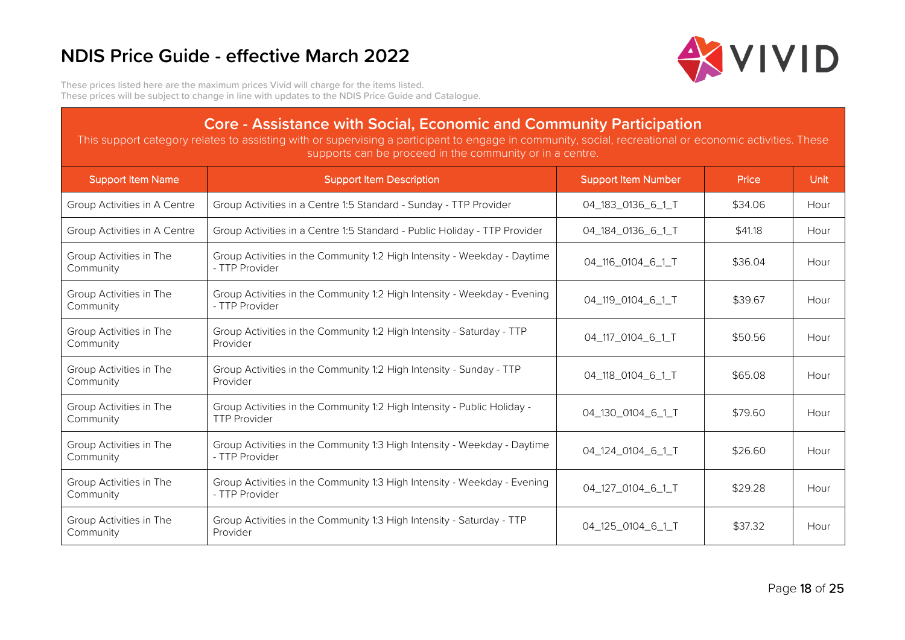# NDIS Price Guide - effective March 2022

These prices listed here are the maximum prices Vivid will charge for the items listed.
These prices will be subject to change in line with updates to the NDIS Price Guide and Catalogue.

## Core - Assistance with Social, Economic and Community Participation

This support category relates to assisting with or supervising a participant to engage in community, social, recreational or economic activities. These supports can be proceed in the community or in a centre.

| Support Item Name | Support Item Description | Support Item Number | Price | Unit |
|---|---|---|---|---|
| Group Activities in A Centre | Group Activities in a Centre 1:5 Standard - Sunday - TTP Provider | 04_183_0136_6_1_T | $34.06 | Hour |
| Group Activities in A Centre | Group Activities in a Centre 1:5 Standard - Public Holiday - TTP Provider | 04_184_0136_6_1_T | $41.18 | Hour |
| Group Activities in The Community | Group Activities in the Community 1:2 High Intensity - Weekday - Daytime - TTP Provider | 04_116_0104_6_1_T | $36.04 | Hour |
| Group Activities in The Community | Group Activities in the Community 1:2 High Intensity - Weekday - Evening - TTP Provider | 04_119_0104_6_1_T | $39.67 | Hour |
| Group Activities in The Community | Group Activities in the Community 1:2 High Intensity - Saturday - TTP Provider | 04_117_0104_6_1_T | $50.56 | Hour |
| Group Activities in The Community | Group Activities in the Community 1:2 High Intensity - Sunday - TTP Provider | 04_118_0104_6_1_T | $65.08 | Hour |
| Group Activities in The Community | Group Activities in the Community 1:2 High Intensity - Public Holiday - TTP Provider | 04_130_0104_6_1_T | $79.60 | Hour |
| Group Activities in The Community | Group Activities in the Community 1:3 High Intensity - Weekday - Daytime - TTP Provider | 04_124_0104_6_1_T | $26.60 | Hour |
| Group Activities in The Community | Group Activities in the Community 1:3 High Intensity - Weekday - Evening - TTP Provider | 04_127_0104_6_1_T | $29.28 | Hour |
| Group Activities in The Community | Group Activities in the Community 1:3 High Intensity - Saturday - TTP Provider | 04_125_0104_6_1_T | $37.32 | Hour |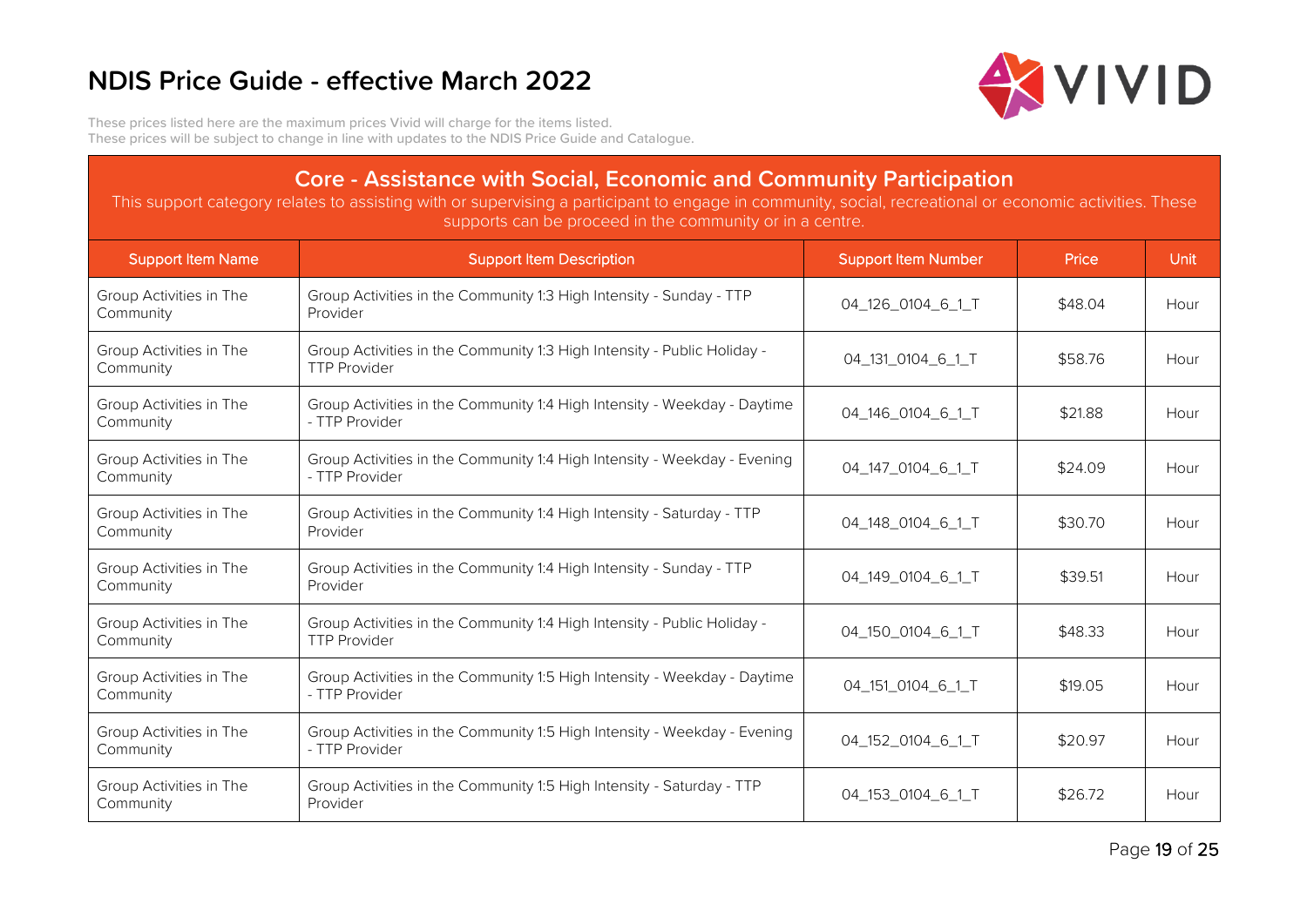# NDIS Price Guide - effective March 2022

These prices listed here are the maximum prices Vivid will charge for the items listed.
These prices will be subject to change in line with updates to the NDIS Price Guide and Catalogue.

## Core - Assistance with Social, Economic and Community Participation

This support category relates to assisting with or supervising a participant to engage in community, social, recreational or economic activities. These supports can be proceed in the community or in a centre.

| Support Item Name | Support Item Description | Support Item Number | Price | Unit |
|---|---|---|---|---|
| Group Activities in The Community | Group Activities in the Community 1:3 High Intensity - Sunday - TTP Provider | 04_126_0104_6_1_T | $48.04 | Hour |
| Group Activities in The Community | Group Activities in the Community 1:3 High Intensity - Public Holiday - TTP Provider | 04_131_0104_6_1_T | $58.76 | Hour |
| Group Activities in The Community | Group Activities in the Community 1:4 High Intensity - Weekday - Daytime - TTP Provider | 04_146_0104_6_1_T | $21.88 | Hour |
| Group Activities in The Community | Group Activities in the Community 1:4 High Intensity - Weekday - Evening - TTP Provider | 04_147_0104_6_1_T | $24.09 | Hour |
| Group Activities in The Community | Group Activities in the Community 1:4 High Intensity - Saturday - TTP Provider | 04_148_0104_6_1_T | $30.70 | Hour |
| Group Activities in The Community | Group Activities in the Community 1:4 High Intensity - Sunday - TTP Provider | 04_149_0104_6_1_T | $39.51 | Hour |
| Group Activities in The Community | Group Activities in the Community 1:4 High Intensity - Public Holiday - TTP Provider | 04_150_0104_6_1_T | $48.33 | Hour |
| Group Activities in The Community | Group Activities in the Community 1:5 High Intensity - Weekday - Daytime - TTP Provider | 04_151_0104_6_1_T | $19.05 | Hour |
| Group Activities in The Community | Group Activities in the Community 1:5 High Intensity - Weekday - Evening - TTP Provider | 04_152_0104_6_1_T | $20.97 | Hour |
| Group Activities in The Community | Group Activities in the Community 1:5 High Intensity - Saturday - TTP Provider | 04_153_0104_6_1_T | $26.72 | Hour |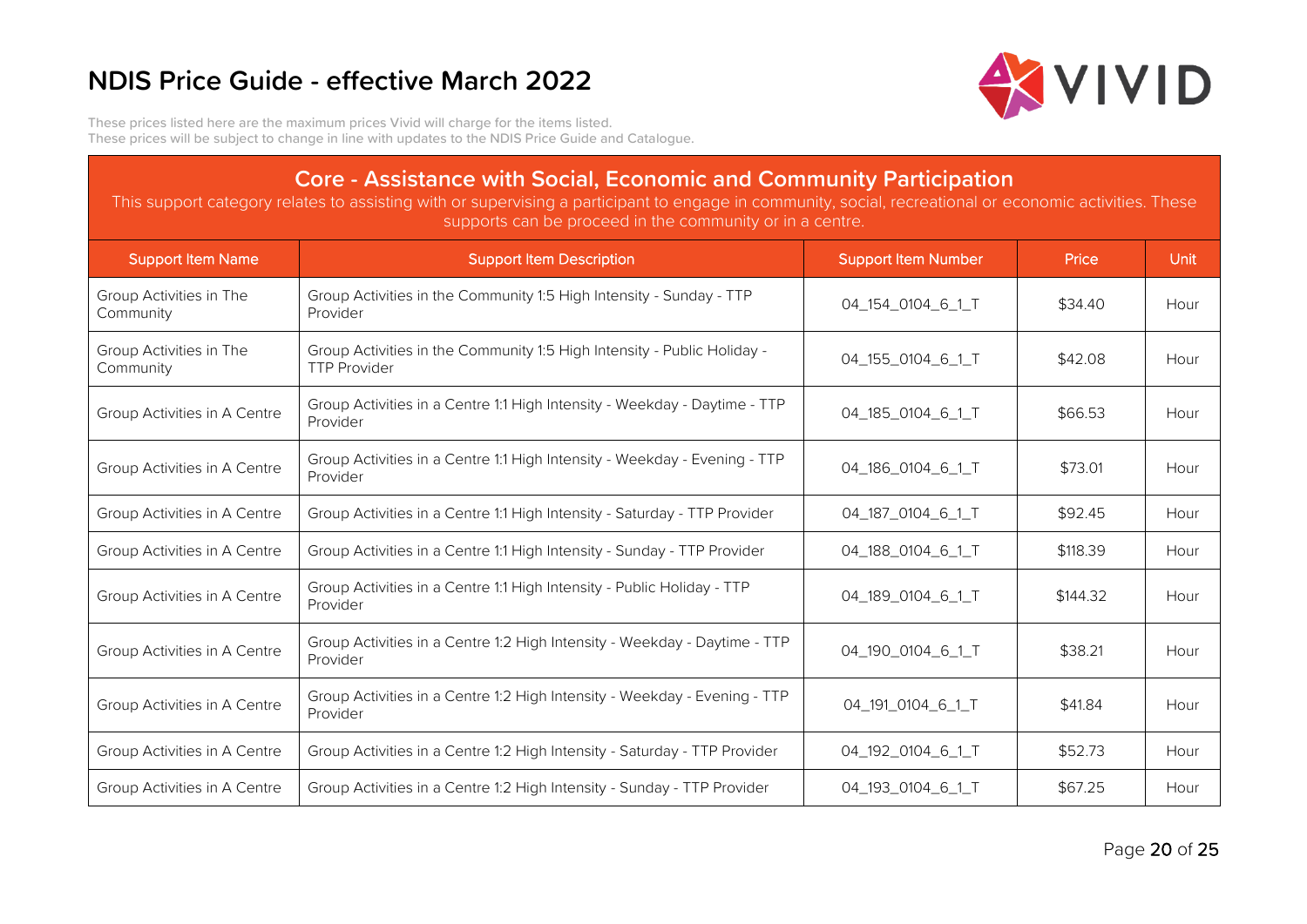# NDIS Price Guide - effective March 2022

These prices listed here are the maximum prices Vivid will charge for the items listed.
These prices will be subject to change in line with updates to the NDIS Price Guide and Catalogue.

## Core - Assistance with Social, Economic and Community Participation

This support category relates to assisting with or supervising a participant to engage in community, social, recreational or economic activities. These supports can be proceed in the community or in a centre.

| Support Item Name | Support Item Description | Support Item Number | Price | Unit |
|---|---|---|---|---|
| Group Activities in The Community | Group Activities in the Community 1:5 High Intensity - Sunday - TTP Provider | 04_154_0104_6_1_T | $34.40 | Hour |
| Group Activities in The Community | Group Activities in the Community 1:5 High Intensity - Public Holiday - TTP Provider | 04_155_0104_6_1_T | $42.08 | Hour |
| Group Activities in A Centre | Group Activities in a Centre 1:1 High Intensity - Weekday - Daytime - TTP Provider | 04_185_0104_6_1_T | $66.53 | Hour |
| Group Activities in A Centre | Group Activities in a Centre 1:1 High Intensity - Weekday - Evening - TTP Provider | 04_186_0104_6_1_T | $73.01 | Hour |
| Group Activities in A Centre | Group Activities in a Centre 1:1 High Intensity - Saturday - TTP Provider | 04_187_0104_6_1_T | $92.45 | Hour |
| Group Activities in A Centre | Group Activities in a Centre 1:1 High Intensity - Sunday - TTP Provider | 04_188_0104_6_1_T | $118.39 | Hour |
| Group Activities in A Centre | Group Activities in a Centre 1:1 High Intensity - Public Holiday - TTP Provider | 04_189_0104_6_1_T | $144.32 | Hour |
| Group Activities in A Centre | Group Activities in a Centre 1:2 High Intensity - Weekday - Daytime - TTP Provider | 04_190_0104_6_1_T | $38.21 | Hour |
| Group Activities in A Centre | Group Activities in a Centre 1:2 High Intensity - Weekday - Evening - TTP Provider | 04_191_0104_6_1_T | $41.84 | Hour |
| Group Activities in A Centre | Group Activities in a Centre 1:2 High Intensity - Saturday - TTP Provider | 04_192_0104_6_1_T | $52.73 | Hour |
| Group Activities in A Centre | Group Activities in a Centre 1:2 High Intensity - Sunday - TTP Provider | 04_193_0104_6_1_T | $67.25 | Hour |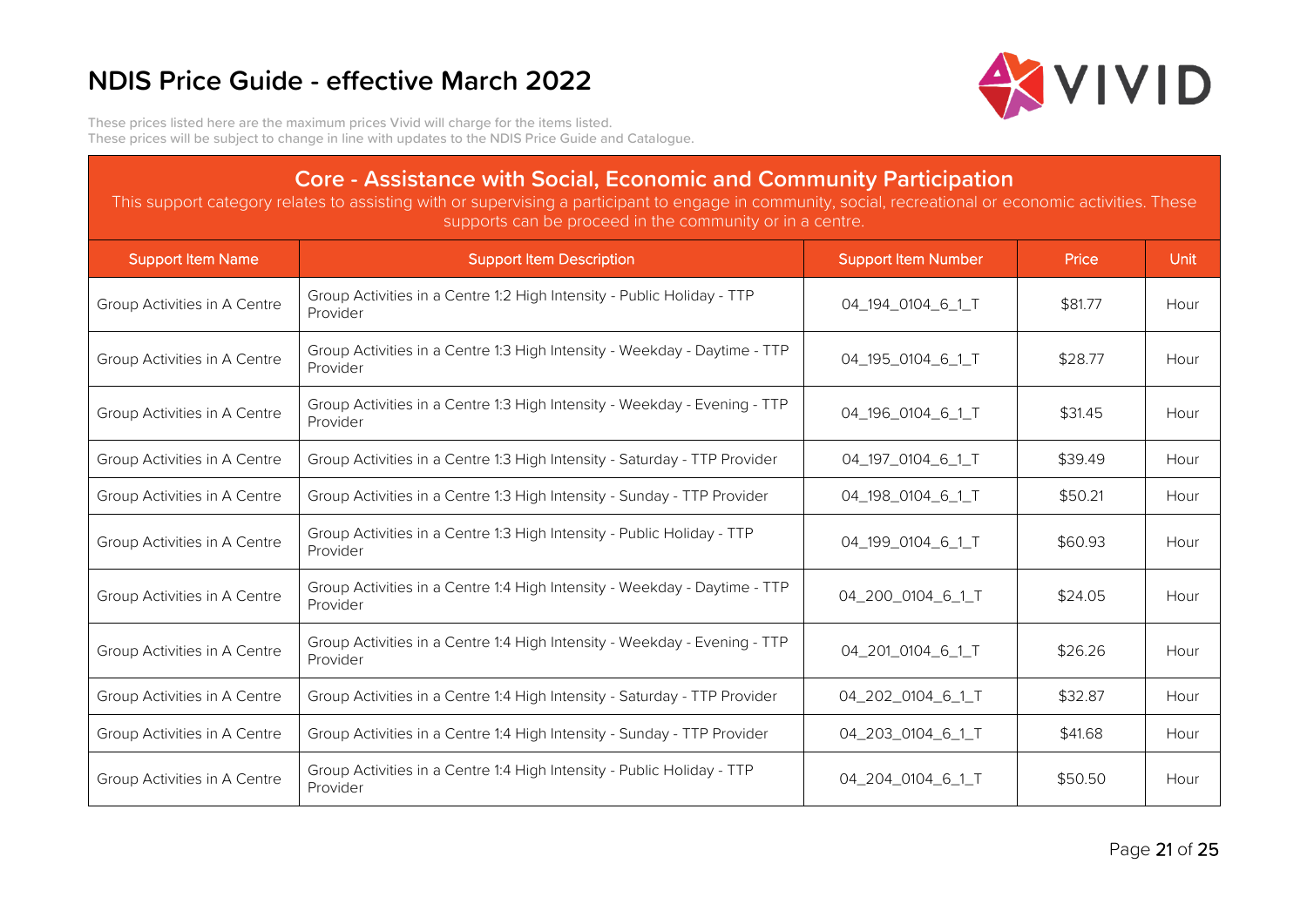# NDIS Price Guide - effective March 2022

These prices listed here are the maximum prices Vivid will charge for the items listed.
These prices will be subject to change in line with updates to the NDIS Price Guide and Catalogue.

## Core - Assistance with Social, Economic and Community Participation

This support category relates to assisting with or supervising a participant to engage in community, social, recreational or economic activities. These supports can be proceed in the community or in a centre.

| Support Item Name | Support Item Description | Support Item Number | Price | Unit |
|---|---|---|---|---|
| Group Activities in A Centre | Group Activities in a Centre 1:2 High Intensity - Public Holiday - TTP Provider | 04_194_0104_6_1_T | $81.77 | Hour |
| Group Activities in A Centre | Group Activities in a Centre 1:3 High Intensity - Weekday - Daytime - TTP Provider | 04_195_0104_6_1_T | $28.77 | Hour |
| Group Activities in A Centre | Group Activities in a Centre 1:3 High Intensity - Weekday - Evening - TTP Provider | 04_196_0104_6_1_T | $31.45 | Hour |
| Group Activities in A Centre | Group Activities in a Centre 1:3 High Intensity - Saturday - TTP Provider | 04_197_0104_6_1_T | $39.49 | Hour |
| Group Activities in A Centre | Group Activities in a Centre 1:3 High Intensity - Sunday - TTP Provider | 04_198_0104_6_1_T | $50.21 | Hour |
| Group Activities in A Centre | Group Activities in a Centre 1:3 High Intensity - Public Holiday - TTP Provider | 04_199_0104_6_1_T | $60.93 | Hour |
| Group Activities in A Centre | Group Activities in a Centre 1:4 High Intensity - Weekday - Daytime - TTP Provider | 04_200_0104_6_1_T | $24.05 | Hour |
| Group Activities in A Centre | Group Activities in a Centre 1:4 High Intensity - Weekday - Evening - TTP Provider | 04_201_0104_6_1_T | $26.26 | Hour |
| Group Activities in A Centre | Group Activities in a Centre 1:4 High Intensity - Saturday - TTP Provider | 04_202_0104_6_1_T | $32.87 | Hour |
| Group Activities in A Centre | Group Activities in a Centre 1:4 High Intensity - Sunday - TTP Provider | 04_203_0104_6_1_T | $41.68 | Hour |
| Group Activities in A Centre | Group Activities in a Centre 1:4 High Intensity - Public Holiday - TTP Provider | 04_204_0104_6_1_T | $50.50 | Hour |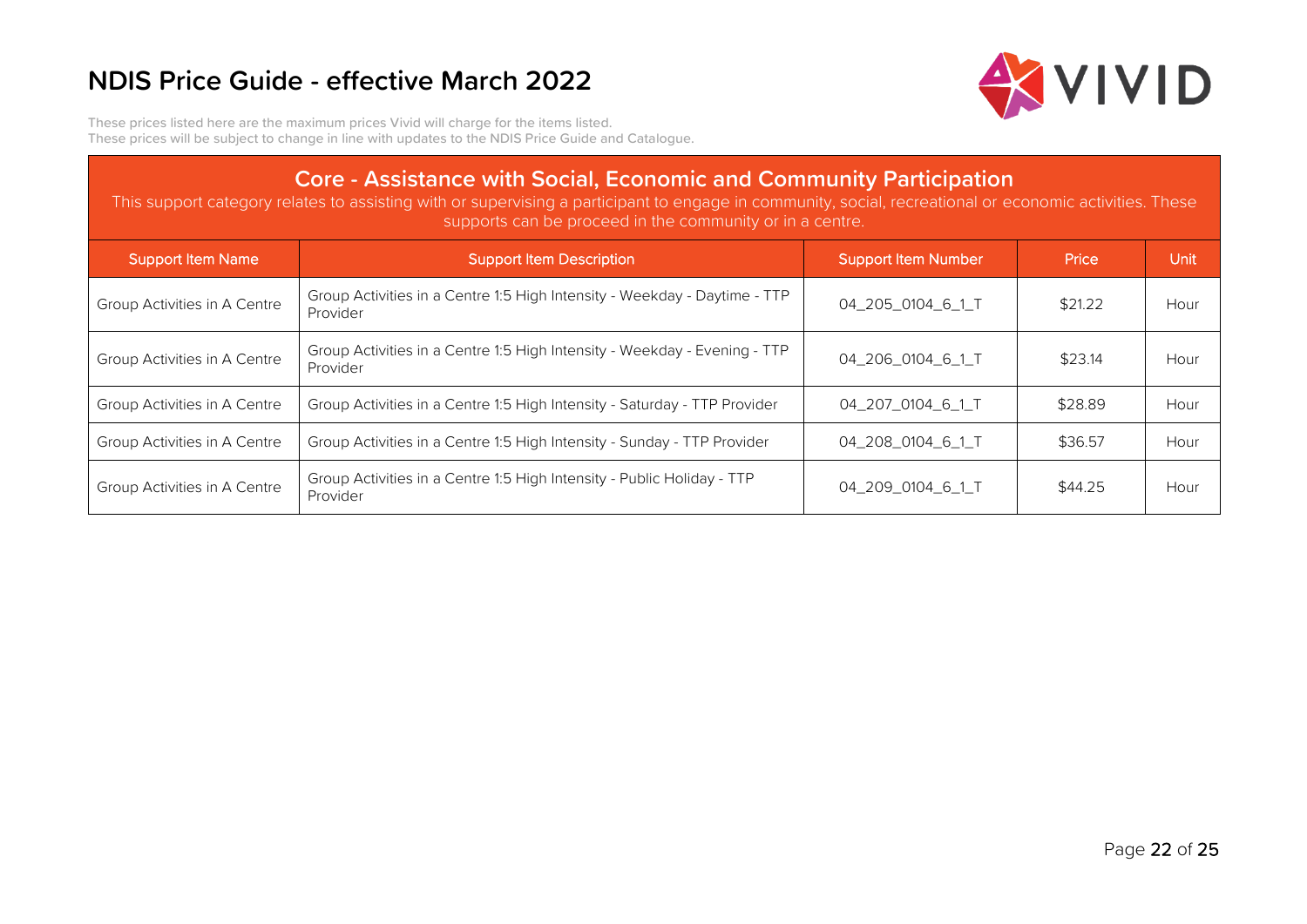# NDIS Price Guide - effective March 2022

These prices listed here are the maximum prices Vivid will charge for the items listed.
These prices will be subject to change in line with updates to the NDIS Price Guide and Catalogue.

## Core - Assistance with Social, Economic and Community Participation

This support category relates to assisting with or supervising a participant to engage in community, social, recreational or economic activities. These supports can be proceed in the community or in a centre.

| Support Item Name | Support Item Description | Support Item Number | Price | Unit |
|---|---|---|---|---|
| Group Activities in A Centre | Group Activities in a Centre 1:5 High Intensity - Weekday - Daytime - TTP Provider | 04_205_0104_6_1_T | $21.22 | Hour |
| Group Activities in A Centre | Group Activities in a Centre 1:5 High Intensity - Weekday - Evening - TTP Provider | 04_206_0104_6_1_T | $23.14 | Hour |
| Group Activities in A Centre | Group Activities in a Centre 1:5 High Intensity - Saturday - TTP Provider | 04_207_0104_6_1_T | $28.89 | Hour |
| Group Activities in A Centre | Group Activities in a Centre 1:5 High Intensity - Sunday - TTP Provider | 04_208_0104_6_1_T | $36.57 | Hour |
| Group Activities in A Centre | Group Activities in a Centre 1:5 High Intensity - Public Holiday - TTP Provider | 04_209_0104_6_1_T | $44.25 | Hour |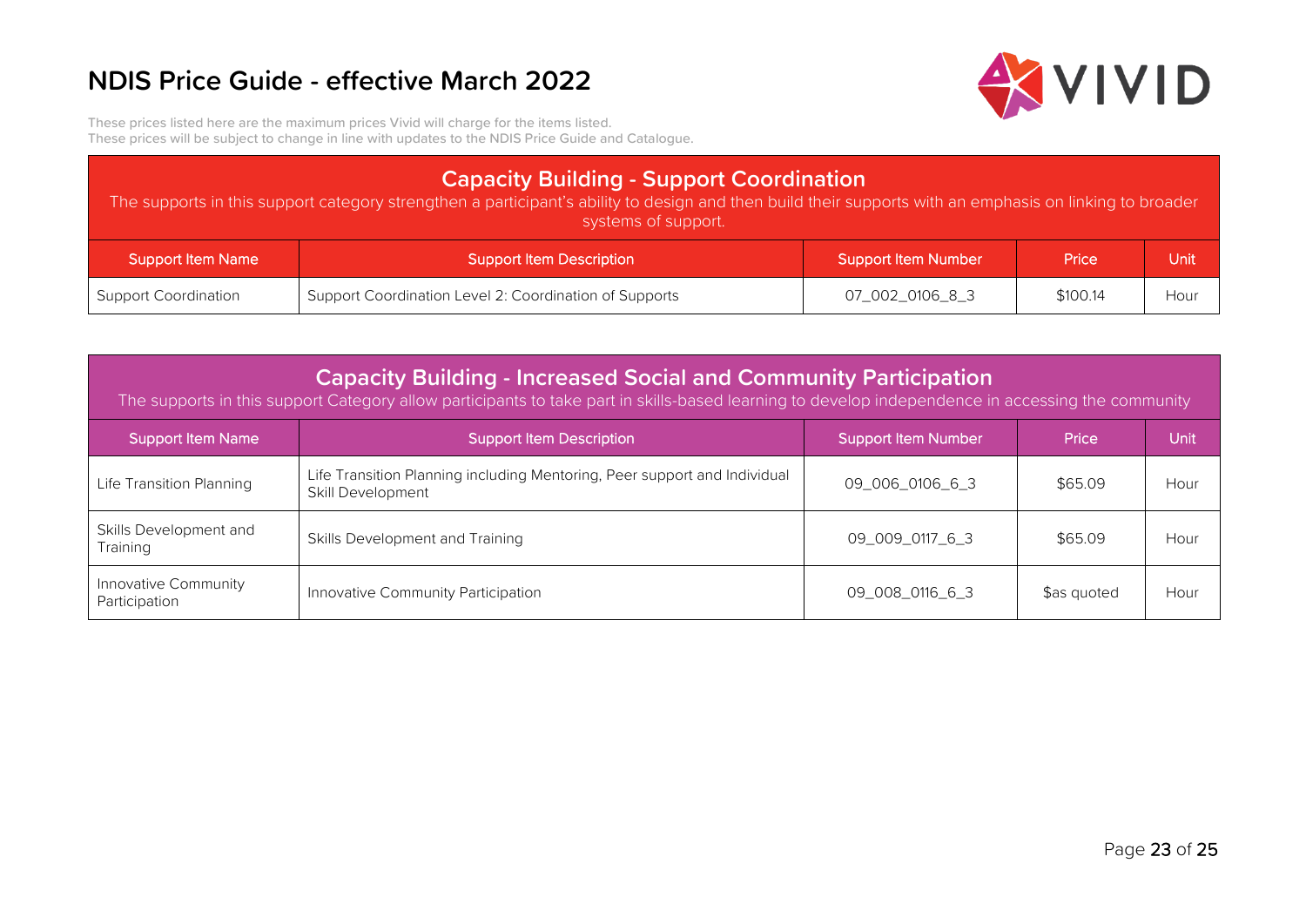# NDIS Price Guide - effective March 2022

These prices listed here are the maximum prices Vivid will charge for the items listed.
These prices will be subject to change in line with updates to the NDIS Price Guide and Catalogue.

## Capacity Building - Support Coordination

The supports in this support category strengthen a participant's ability to design and then build their supports with an emphasis on linking to broader systems of support.

| Support Item Name | Support Item Description | Support Item Number | Price | Unit |
|---|---|---|---|---|
| Support Coordination | Support Coordination Level 2: Coordination of Supports | 07_002_0106_8_3 | $100.14 | Hour |

## Capacity Building - Increased Social and Community Participation

The supports in this support Category allow participants to take part in skills-based learning to develop independence in accessing the community

| Support Item Name | Support Item Description | Support Item Number | Price | Unit |
|---|---|---|---|---|
| Life Transition Planning | Life Transition Planning including Mentoring, Peer support and Individual Skill Development | 09_006_0106_6_3 | $65.09 | Hour |
| Skills Development and Training | Skills Development and Training | 09_009_0117_6_3 | $65.09 | Hour |
| Innovative Community Participation | Innovative Community Participation | 09_008_0116_6_3 | $as quoted | Hour |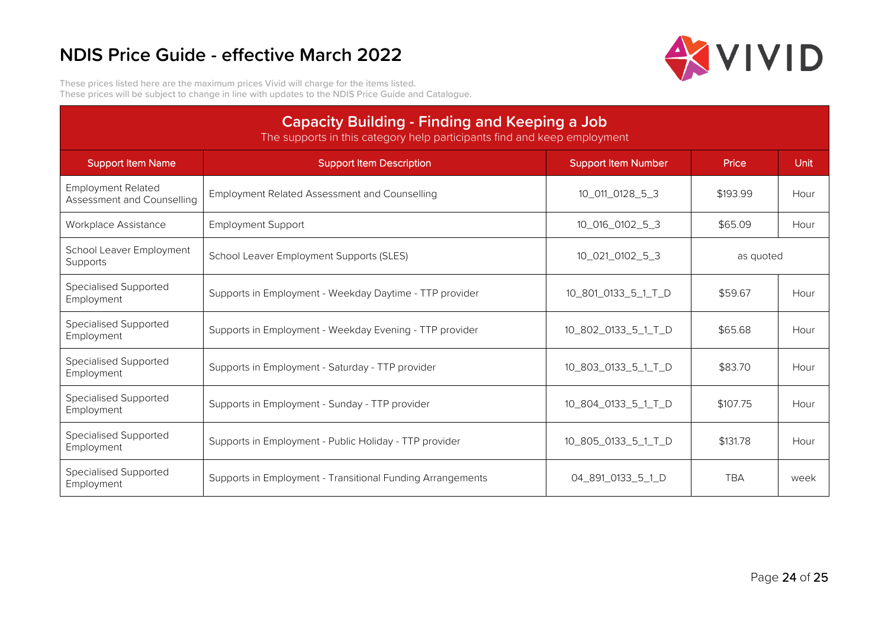# NDIS Price Guide - effective March 2022

These prices listed here are the maximum prices Vivid will charge for the items listed.
These prices will be subject to change in line with updates to the NDIS Price Guide and Catalogue.

## Capacity Building - Finding and Keeping a Job

The supports in this category help participants find and keep employment

| Support Item Name | Support Item Description | Support Item Number | Price | Unit |
|---|---|---|---|---|
| Employment Related Assessment and Counselling | Employment Related Assessment and Counselling | 10_011_0128_5_3 | $193.99 | Hour |
| Workplace Assistance | Employment Support | 10_016_0102_5_3 | $65.09 | Hour |
| School Leaver Employment Supports | School Leaver Employment Supports (SLES) | 10_021_0102_5_3 | as quoted | |
| Specialised Supported Employment | Supports in Employment - Weekday Daytime - TTP provider | 10_801_0133_5_1_T_D | $59.67 | Hour |
| Specialised Supported Employment | Supports in Employment - Weekday Evening - TTP provider | 10_802_0133_5_1_T_D | $65.68 | Hour |
| Specialised Supported Employment | Supports in Employment - Saturday - TTP provider | 10_803_0133_5_1_T_D | $83.70 | Hour |
| Specialised Supported Employment | Supports in Employment - Sunday - TTP provider | 10_804_0133_5_1_T_D | $107.75 | Hour |
| Specialised Supported Employment | Supports in Employment - Public Holiday - TTP provider | 10_805_0133_5_1_T_D | $131.78 | Hour |
| Specialised Supported Employment | Supports in Employment - Transitional Funding Arrangements | 04_891_0133_5_1_D | TBA | week |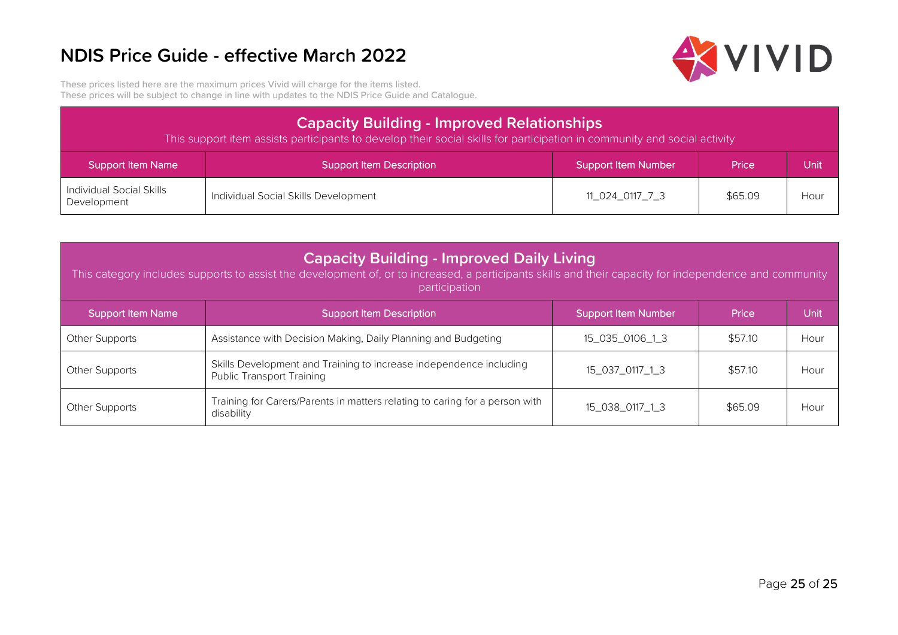# NDIS Price Guide - effective March 2022

These prices listed here are the maximum prices Vivid will charge for the items listed.
These prices will be subject to change in line with updates to the NDIS Price Guide and Catalogue.

## Capacity Building - Improved Relationships

This support item assists participants to develop their social skills for participation in community and social activity

| Support Item Name | Support Item Description | Support Item Number | Price | Unit |
|---|---|---|---|---|
| Individual Social Skills Development | Individual Social Skills Development | 11_024_0117_7_3 | $65.09 | Hour |

## Capacity Building - Improved Daily Living

This category includes supports to assist the development of, or to increased, a participants skills and their capacity for independence and community participation

| Support Item Name | Support Item Description | Support Item Number | Price | Unit |
|---|---|---|---|---|
| Other Supports | Assistance with Decision Making, Daily Planning and Budgeting | 15_035_0106_1_3 | $57.10 | Hour |
| Other Supports | Skills Development and Training to increase independence including Public Transport Training | 15_037_0117_1_3 | $57.10 | Hour |
| Other Supports | Training for Carers/Parents in matters relating to caring for a person with disability | 15_038_0117_1_3 | $65.09 | Hour |